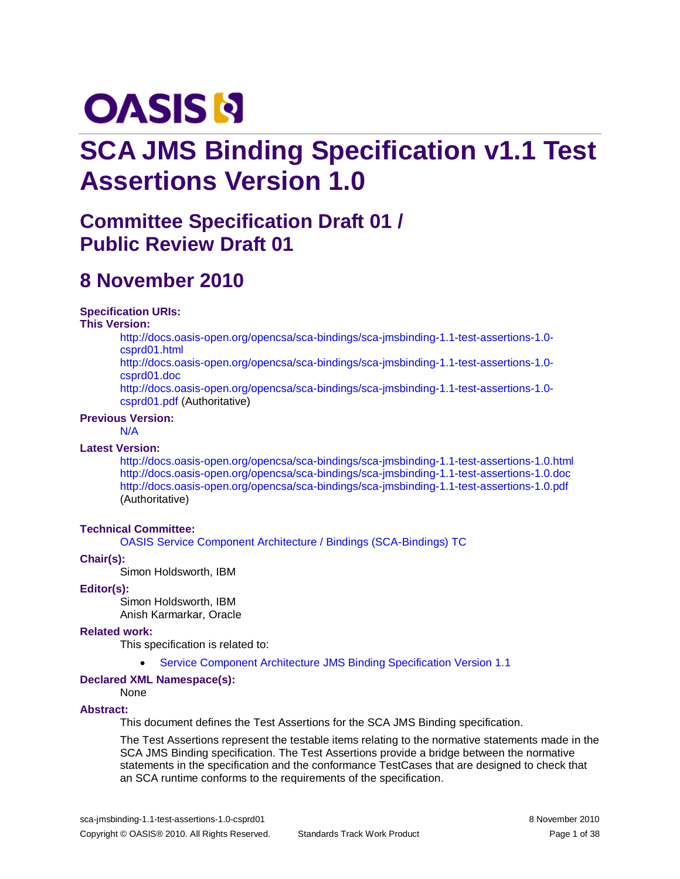# SCA JMS Binding Specification v1.1 Test Assertions Version 1.0

## Committee Specification Draft 01 / Public Review Draft 01

## 8 November 2010

**Specification URIs:**

**This Version:**

http://docs.oasis-open.org/opencsa/sca-bindings/sca-jmsbinding-1.1-test-assertions-1.0-csprd01.html
http://docs.oasis-open.org/opencsa/sca-bindings/sca-jmsbinding-1.1-test-assertions-1.0-csprd01.doc
http://docs.oasis-open.org/opencsa/sca-bindings/sca-jmsbinding-1.1-test-assertions-1.0-csprd01.pdf (Authoritative)

**Previous Version:**

N/A

**Latest Version:**

http://docs.oasis-open.org/opencsa/sca-bindings/sca-jmsbinding-1.1-test-assertions-1.0.html
http://docs.oasis-open.org/opencsa/sca-bindings/sca-jmsbinding-1.1-test-assertions-1.0.doc
http://docs.oasis-open.org/opencsa/sca-bindings/sca-jmsbinding-1.1-test-assertions-1.0.pdf
(Authoritative)

**Technical Committee:**

OASIS Service Component Architecture / Bindings (SCA-Bindings) TC

**Chair(s):**

Simon Holdsworth, IBM

**Editor(s):**

Simon Holdsworth, IBM
Anish Karmarkar, Oracle

**Related work:**

This specification is related to:

- Service Component Architecture JMS Binding Specification Version 1.1

**Declared XML Namespace(s):**

None

**Abstract:**

This document defines the Test Assertions for the SCA JMS Binding specification.

The Test Assertions represent the testable items relating to the normative statements made in the SCA JMS Binding specification. The Test Assertions provide a bridge between the normative statements in the specification and the conformance TestCases that are designed to check that an SCA runtime conforms to the requirements of the specification.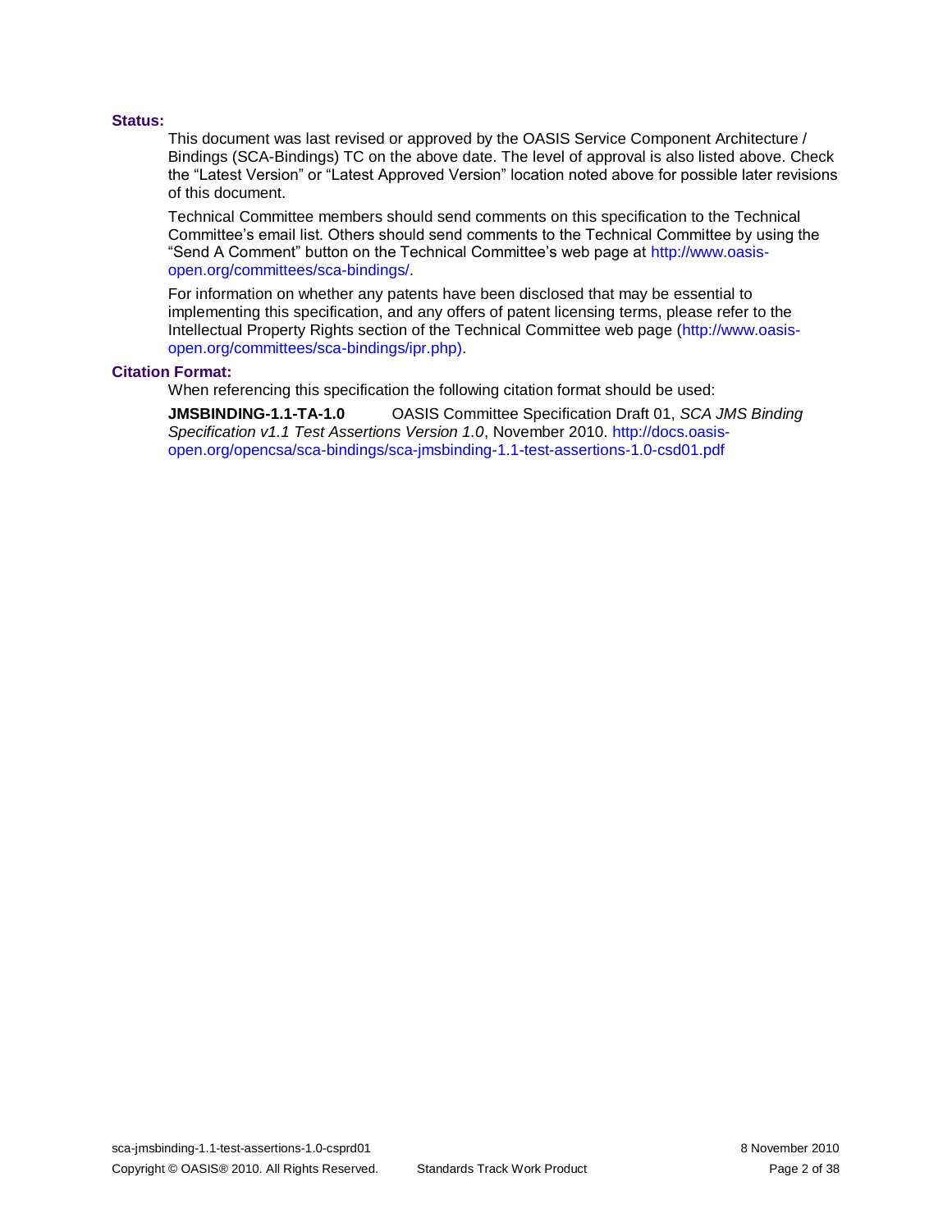**Status:**

This document was last revised or approved by the OASIS Service Component Architecture / Bindings (SCA-Bindings) TC on the above date. The level of approval is also listed above. Check the "Latest Version" or "Latest Approved Version" location noted above for possible later revisions of this document.

Technical Committee members should send comments on this specification to the Technical Committee's email list. Others should send comments to the Technical Committee by using the "Send A Comment" button on the Technical Committee's web page at http://www.oasis-open.org/committees/sca-bindings/.

For information on whether any patents have been disclosed that may be essential to implementing this specification, and any offers of patent licensing terms, please refer to the Intellectual Property Rights section of the Technical Committee web page (http://www.oasis-open.org/committees/sca-bindings/ipr.php).

**Citation Format:**

When referencing this specification the following citation format should be used:

**JMSBINDING-1.1-TA-1.0** OASIS Committee Specification Draft 01, *SCA JMS Binding Specification v1.1 Test Assertions Version 1.0*, November 2010. http://docs.oasis-open.org/opencsa/sca-bindings/sca-jmsbinding-1.1-test-assertions-1.0-csd01.pdf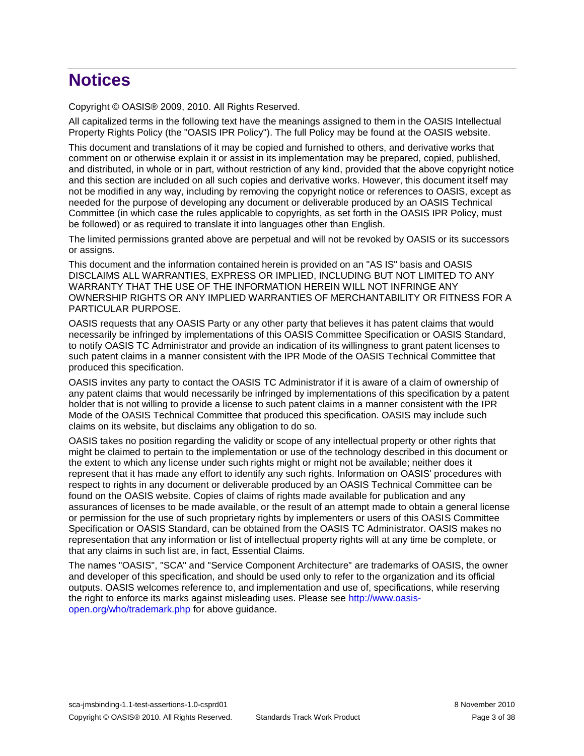# Notices

Copyright © OASIS® 2009, 2010. All Rights Reserved.

All capitalized terms in the following text have the meanings assigned to them in the OASIS Intellectual Property Rights Policy (the "OASIS IPR Policy"). The full Policy may be found at the OASIS website.

This document and translations of it may be copied and furnished to others, and derivative works that comment on or otherwise explain it or assist in its implementation may be prepared, copied, published, and distributed, in whole or in part, without restriction of any kind, provided that the above copyright notice and this section are included on all such copies and derivative works. However, this document itself may not be modified in any way, including by removing the copyright notice or references to OASIS, except as needed for the purpose of developing any document or deliverable produced by an OASIS Technical Committee (in which case the rules applicable to copyrights, as set forth in the OASIS IPR Policy, must be followed) or as required to translate it into languages other than English.

The limited permissions granted above are perpetual and will not be revoked by OASIS or its successors or assigns.

This document and the information contained herein is provided on an "AS IS" basis and OASIS DISCLAIMS ALL WARRANTIES, EXPRESS OR IMPLIED, INCLUDING BUT NOT LIMITED TO ANY WARRANTY THAT THE USE OF THE INFORMATION HEREIN WILL NOT INFRINGE ANY OWNERSHIP RIGHTS OR ANY IMPLIED WARRANTIES OF MERCHANTABILITY OR FITNESS FOR A PARTICULAR PURPOSE.

OASIS requests that any OASIS Party or any other party that believes it has patent claims that would necessarily be infringed by implementations of this OASIS Committee Specification or OASIS Standard, to notify OASIS TC Administrator and provide an indication of its willingness to grant patent licenses to such patent claims in a manner consistent with the IPR Mode of the OASIS Technical Committee that produced this specification.

OASIS invites any party to contact the OASIS TC Administrator if it is aware of a claim of ownership of any patent claims that would necessarily be infringed by implementations of this specification by a patent holder that is not willing to provide a license to such patent claims in a manner consistent with the IPR Mode of the OASIS Technical Committee that produced this specification. OASIS may include such claims on its website, but disclaims any obligation to do so.

OASIS takes no position regarding the validity or scope of any intellectual property or other rights that might be claimed to pertain to the implementation or use of the technology described in this document or the extent to which any license under such rights might or might not be available; neither does it represent that it has made any effort to identify any such rights. Information on OASIS' procedures with respect to rights in any document or deliverable produced by an OASIS Technical Committee can be found on the OASIS website. Copies of claims of rights made available for publication and any assurances of licenses to be made available, or the result of an attempt made to obtain a general license or permission for the use of such proprietary rights by implementers or users of this OASIS Committee Specification or OASIS Standard, can be obtained from the OASIS TC Administrator. OASIS makes no representation that any information or list of intellectual property rights will at any time be complete, or that any claims in such list are, in fact, Essential Claims.

The names "OASIS", "SCA" and "Service Component Architecture" are trademarks of OASIS, the owner and developer of this specification, and should be used only to refer to the organization and its official outputs. OASIS welcomes reference to, and implementation and use of, specifications, while reserving the right to enforce its marks against misleading uses. Please see http://www.oasis-open.org/who/trademark.php for above guidance.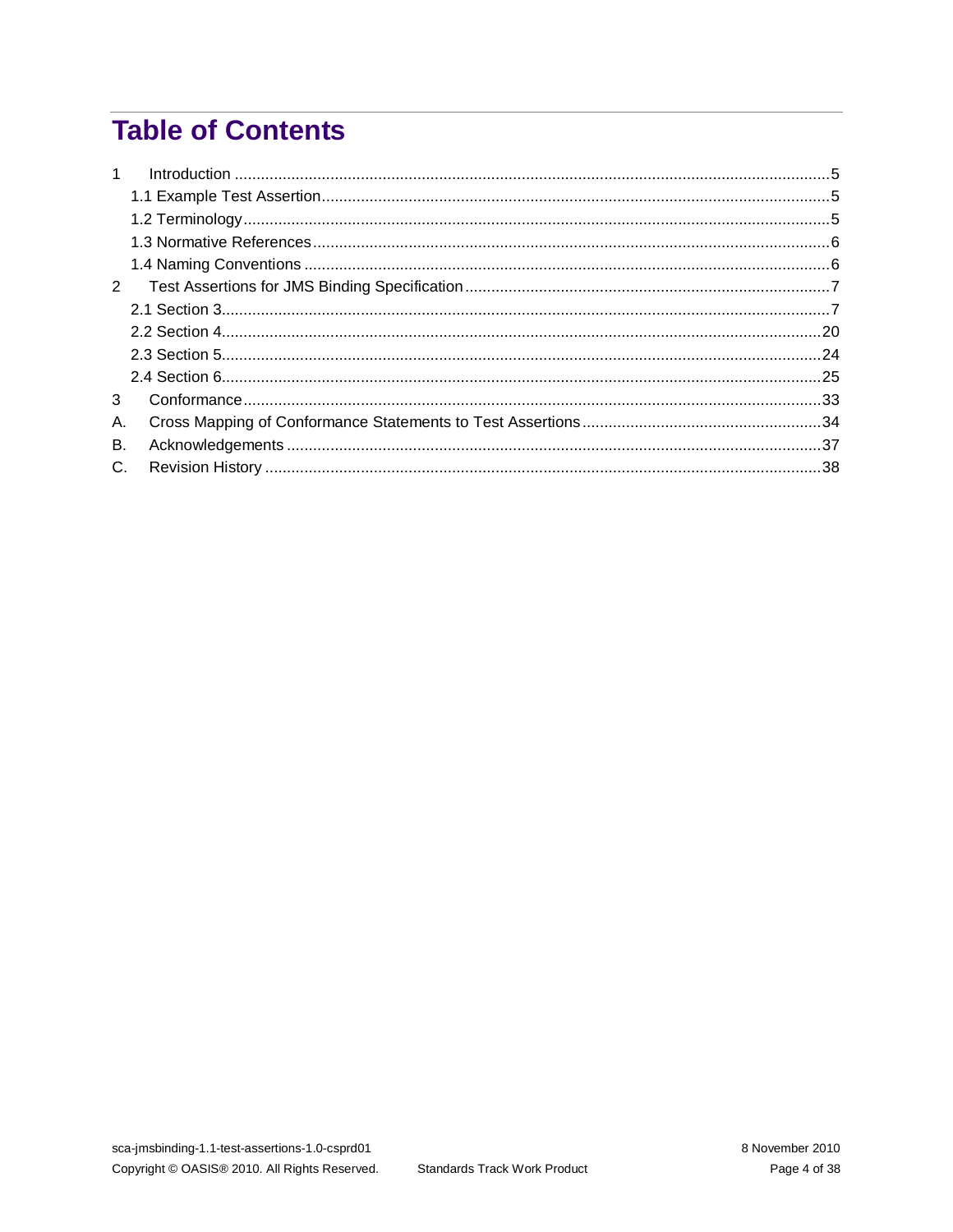# Table of Contents

1 Introduction ... 5

- 1.1 Example Test Assertion ... 5
- 1.2 Terminology ... 5
- 1.3 Normative References ... 6
- 1.4 Naming Conventions ... 6

2 Test Assertions for JMS Binding Specification ... 7

- 2.1 Section 3 ... 7
- 2.2 Section 4 ... 20
- 2.3 Section 5 ... 24
- 2.4 Section 6 ... 25

3 Conformance ... 33

A. Cross Mapping of Conformance Statements to Test Assertions ... 34

B. Acknowledgements ... 37

C. Revision History ... 38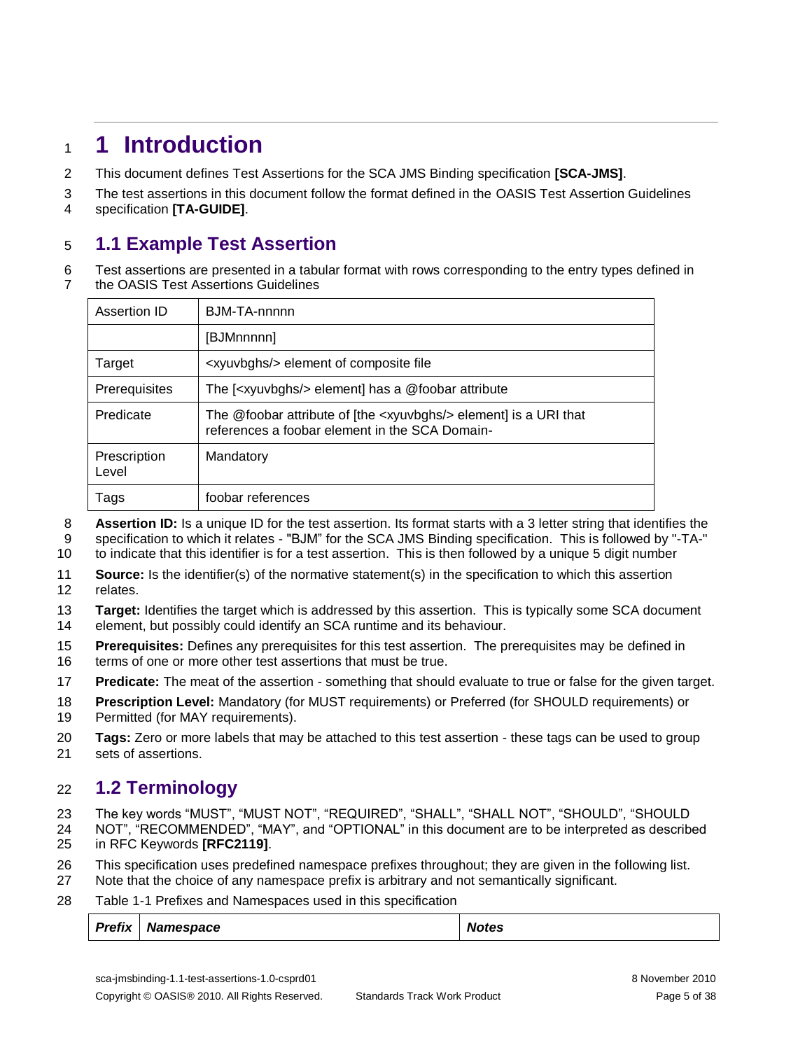# 1 Introduction

This document defines Test Assertions for the SCA JMS Binding specification **[SCA-JMS]**.

The test assertions in this document follow the format defined in the OASIS Test Assertion Guidelines specification **[TA-GUIDE]**.

## 1.1 Example Test Assertion

Test assertions are presented in a tabular format with rows corresponding to the entry types defined in the OASIS Test Assertions Guidelines

| Assertion ID | BJM-TA-nnnnn |
|---|---|
| | [BJMnnnnn] |
| Target | <xyuvbghs/> element of composite file |
| Prerequisites | The [<xyuvbghs/> element] has a @foobar attribute |
| Predicate | The @foobar attribute of [the <xyuvbghs/> element] is a URI that references a foobar element in the SCA Domain- |
| Prescription Level | Mandatory |
| Tags | foobar references |

**Assertion ID:** Is a unique ID for the test assertion. Its format starts with a 3 letter string that identifies the specification to which it relates - "BJM" for the SCA JMS Binding specification. This is followed by "-TA-" to indicate that this identifier is for a test assertion. This is then followed by a unique 5 digit number

**Source:** Is the identifier(s) of the normative statement(s) in the specification to which this assertion relates.

**Target:** Identifies the target which is addressed by this assertion. This is typically some SCA document element, but possibly could identify an SCA runtime and its behaviour.

**Prerequisites:** Defines any prerequisites for this test assertion. The prerequisites may be defined in terms of one or more other test assertions that must be true.

**Predicate:** The meat of the assertion - something that should evaluate to true or false for the given target.

**Prescription Level:** Mandatory (for MUST requirements) or Preferred (for SHOULD requirements) or Permitted (for MAY requirements).

**Tags:** Zero or more labels that may be attached to this test assertion - these tags can be used to group sets of assertions.

## 1.2 Terminology

The key words "MUST", "MUST NOT", "REQUIRED", "SHALL", "SHALL NOT", "SHOULD", "SHOULD NOT", "RECOMMENDED", "MAY", and "OPTIONAL" in this document are to be interpreted as described in RFC Keywords **[RFC2119]**.

This specification uses predefined namespace prefixes throughout; they are given in the following list. Note that the choice of any namespace prefix is arbitrary and not semantically significant.

Table 1-1 Prefixes and Namespaces used in this specification

| ***Prefix*** | ***Namespace*** | ***Notes*** |
|---|---|---|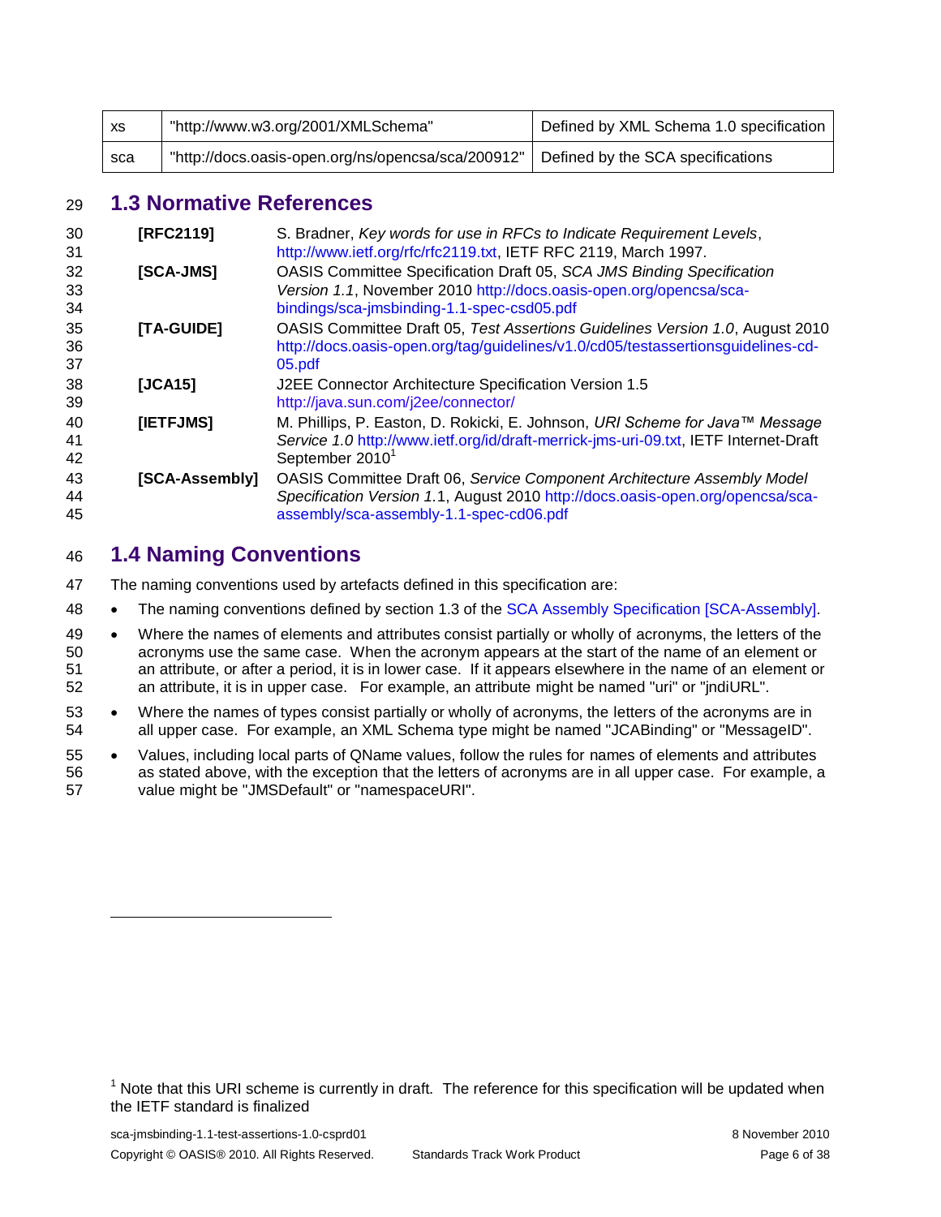| xs | "http://www.w3.org/2001/XMLSchema" | Defined by XML Schema 1.0 specification |
|---|---|---|
| sca | "http://docs.oasis-open.org/ns/opencsa/sca/200912" | Defined by the SCA specifications |

## 1.3 Normative References

**[RFC2119]** S. Bradner, *Key words for use in RFCs to Indicate Requirement Levels*, http://www.ietf.org/rfc/rfc2119.txt, IETF RFC 2119, March 1997.

**[SCA-JMS]** OASIS Committee Specification Draft 05, *SCA JMS Binding Specification Version 1.1*, November 2010 http://docs.oasis-open.org/opencsa/sca-bindings/sca-jmsbinding-1.1-spec-csd05.pdf

**[TA-GUIDE]** OASIS Committee Draft 05, *Test Assertions Guidelines Version 1.0*, August 2010 http://docs.oasis-open.org/tag/guidelines/v1.0/cd05/testassertionsguidelines-cd-05.pdf

**[JCA15]** J2EE Connector Architecture Specification Version 1.5 http://java.sun.com/j2ee/connector/

**[IETFJMS]** M. Phillips, P. Easton, D. Rokicki, E. Johnson, *URI Scheme for Java™ Message Service 1.0* http://www.ietf.org/id/draft-merrick-jms-uri-09.txt, IETF Internet-Draft September 2010[1]

**[SCA-Assembly]** OASIS Committee Draft 06, *Service Component Architecture Assembly Model Specification Version 1.1*, August 2010 http://docs.oasis-open.org/opencsa/sca-assembly/sca-assembly-1.1-spec-cd06.pdf

## 1.4 Naming Conventions

The naming conventions used by artefacts defined in this specification are:

- The naming conventions defined by section 1.3 of the SCA Assembly Specification [SCA-Assembly].
- Where the names of elements and attributes consist partially or wholly of acronyms, the letters of the acronyms use the same case. When the acronym appears at the start of the name of an element or an attribute, or after a period, it is in lower case. If it appears elsewhere in the name of an element or an attribute, it is in upper case. For example, an attribute might be named "uri" or "jndiURL".
- Where the names of types consist partially or wholly of acronyms, the letters of the acronyms are in all upper case. For example, an XML Schema type might be named "JCABinding" or "MessageID".
- Values, including local parts of QName values, follow the rules for names of elements and attributes as stated above, with the exception that the letters of acronyms are in all upper case. For example, a value might be "JMSDefault" or "namespaceURI".

---

[1] Note that this URI scheme is currently in draft. The reference for this specification will be updated when the IETF standard is finalized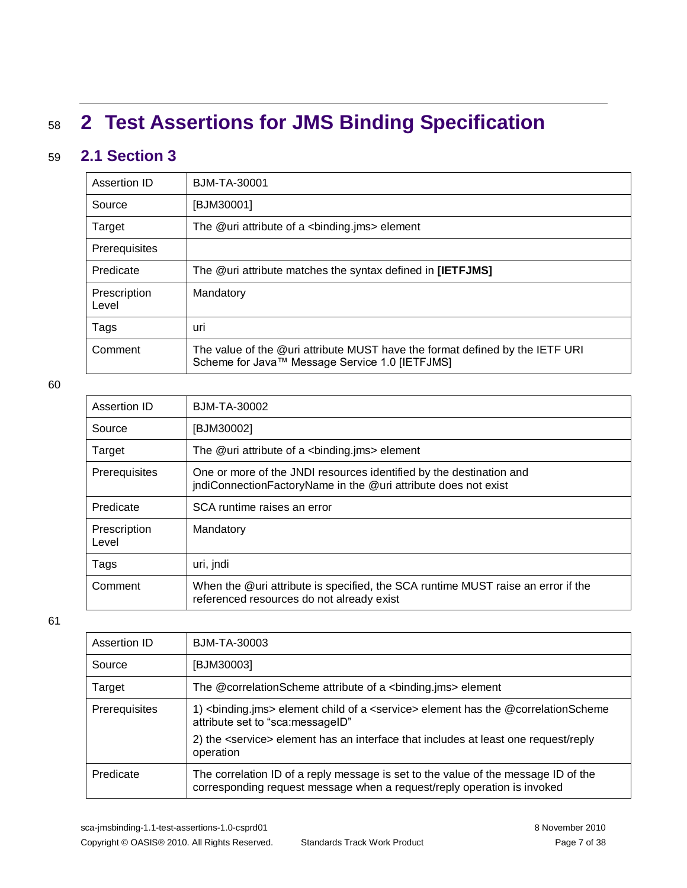# 2 Test Assertions for JMS Binding Specification

## 2.1 Section 3

| Assertion ID | BJM-TA-30001 |
|---|---|
| Source | [BJM30001] |
| Target | The @uri attribute of a <binding.jms> element |
| Prerequisites | |
| Predicate | The @uri attribute matches the syntax defined in **[IETFJMS]** |
| Prescription Level | Mandatory |
| Tags | uri |
| Comment | The value of the @uri attribute MUST have the format defined by the IETF URI Scheme for Java™ Message Service 1.0 [IETFJMS] |

| Assertion ID | BJM-TA-30002 |
|---|---|
| Source | [BJM30002] |
| Target | The @uri attribute of a <binding.jms> element |
| Prerequisites | One or more of the JNDI resources identified by the destination and jndiConnectionFactoryName in the @uri attribute does not exist |
| Predicate | SCA runtime raises an error |
| Prescription Level | Mandatory |
| Tags | uri, jndi |
| Comment | When the @uri attribute is specified, the SCA runtime MUST raise an error if the referenced resources do not already exist |

| Assertion ID | BJM-TA-30003 |
|---|---|
| Source | [BJM30003] |
| Target | The @correlationScheme attribute of a <binding.jms> element |
| Prerequisites | 1) <binding.jms> element child of a <service> element has the @correlationScheme attribute set to “sca:messageID”<br>2) the <service> element has an interface that includes at least one request/reply operation |
| Predicate | The correlation ID of a reply message is set to the value of the message ID of the corresponding request message when a request/reply operation is invoked |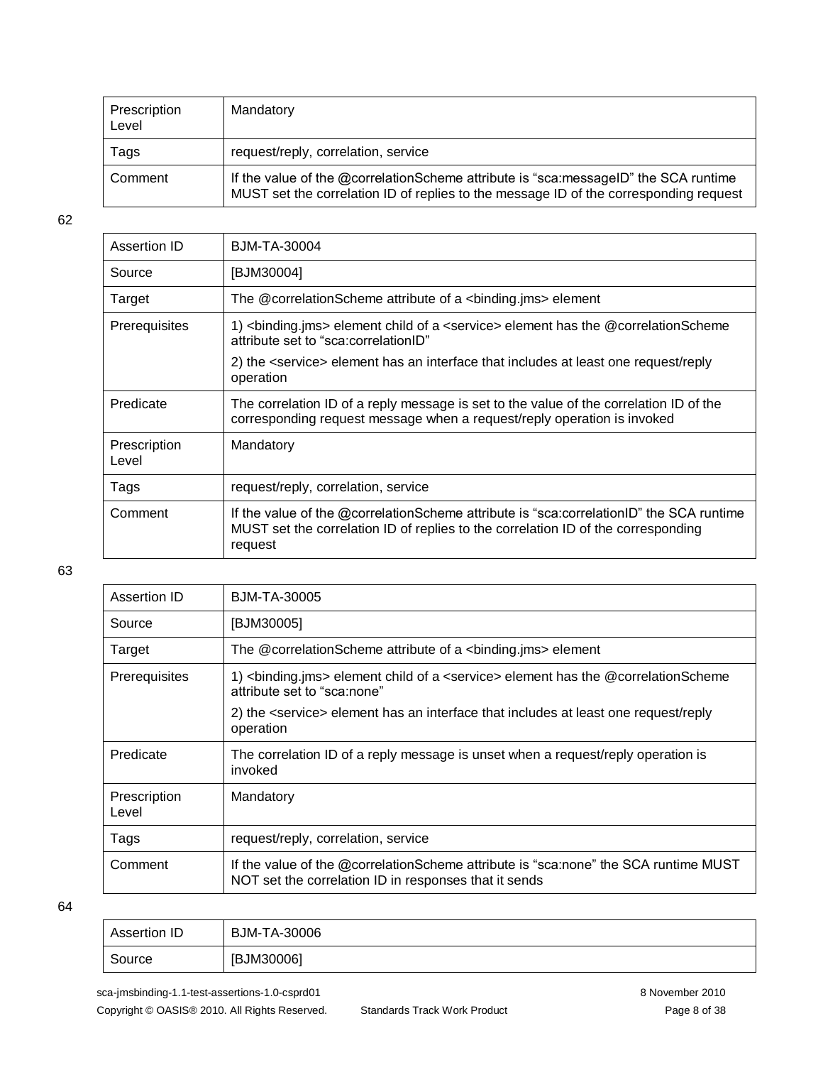| | |
|---|---|
| Prescription Level | Mandatory |
| Tags | request/reply, correlation, service |
| Comment | If the value of the @correlationScheme attribute is “sca:messageID” the SCA runtime MUST set the correlation ID of replies to the message ID of the corresponding request |

62

| Assertion ID | BJM-TA-30004 |
|---|---|
| Source | [BJM30004] |
| Target | The @correlationScheme attribute of a <binding.jms> element |
| Prerequisites | 1) <binding.jms> element child of a <service> element has the @correlationScheme attribute set to “sca:correlationID”<br>2) the <service> element has an interface that includes at least one request/reply operation |
| Predicate | The correlation ID of a reply message is set to the value of the correlation ID of the corresponding request message when a request/reply operation is invoked |
| Prescription Level | Mandatory |
| Tags | request/reply, correlation, service |
| Comment | If the value of the @correlationScheme attribute is “sca:correlationID” the SCA runtime MUST set the correlation ID of replies to the correlation ID of the corresponding request |

63

| Assertion ID | BJM-TA-30005 |
|---|---|
| Source | [BJM30005] |
| Target | The @correlationScheme attribute of a <binding.jms> element |
| Prerequisites | 1) <binding.jms> element child of a <service> element has the @correlationScheme attribute set to “sca:none”<br>2) the <service> element has an interface that includes at least one request/reply operation |
| Predicate | The correlation ID of a reply message is unset when a request/reply operation is invoked |
| Prescription Level | Mandatory |
| Tags | request/reply, correlation, service |
| Comment | If the value of the @correlationScheme attribute is “sca:none” the SCA runtime MUST NOT set the correlation ID in responses that it sends |

64

| Assertion ID | BJM-TA-30006 |
|---|---|
| Source | [BJM30006] |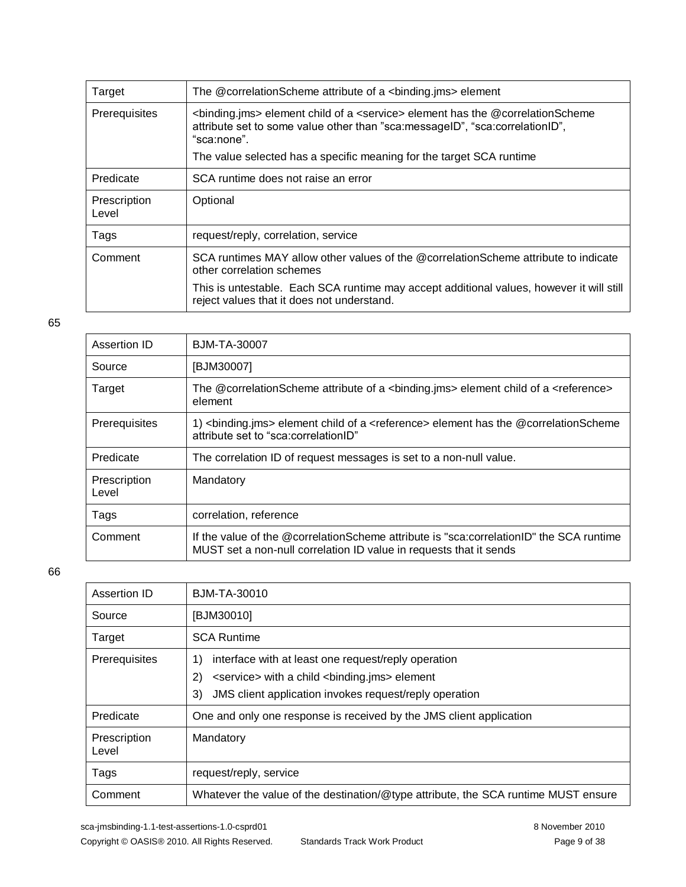| | |
|---|---|
| Target | The @correlationScheme attribute of a <binding.jms> element |
| Prerequisites | <binding.jms> element child of a <service> element has the @correlationScheme attribute set to some value other than "sca:messageID", "sca:correlationID", "sca:none".<br>The value selected has a specific meaning for the target SCA runtime |
| Predicate | SCA runtime does not raise an error |
| Prescription Level | Optional |
| Tags | request/reply, correlation, service |
| Comment | SCA runtimes MAY allow other values of the @correlationScheme attribute to indicate other correlation schemes<br>This is untestable. Each SCA runtime may accept additional values, however it will still reject values that it does not understand. |

65

| Assertion ID | BJM-TA-30007 |
|---|---|
| Source | [BJM30007] |
| Target | The @correlationScheme attribute of a <binding.jms> element child of a <reference> element |
| Prerequisites | 1) <binding.jms> element child of a <reference> element has the @correlationScheme attribute set to "sca:correlationID" |
| Predicate | The correlation ID of request messages is set to a non-null value. |
| Prescription Level | Mandatory |
| Tags | correlation, reference |
| Comment | If the value of the @correlationScheme attribute is "sca:correlationID" the SCA runtime MUST set a non-null correlation ID value in requests that it sends |

66

| Assertion ID | BJM-TA-30010 |
|---|---|
| Source | [BJM30010] |
| Target | SCA Runtime |
| Prerequisites | 1) interface with at least one request/reply operation<br>2) <service> with a child <binding.jms> element<br>3) JMS client application invokes request/reply operation |
| Predicate | One and only one response is received by the JMS client application |
| Prescription Level | Mandatory |
| Tags | request/reply, service |
| Comment | Whatever the value of the destination/@type attribute, the SCA runtime MUST ensure |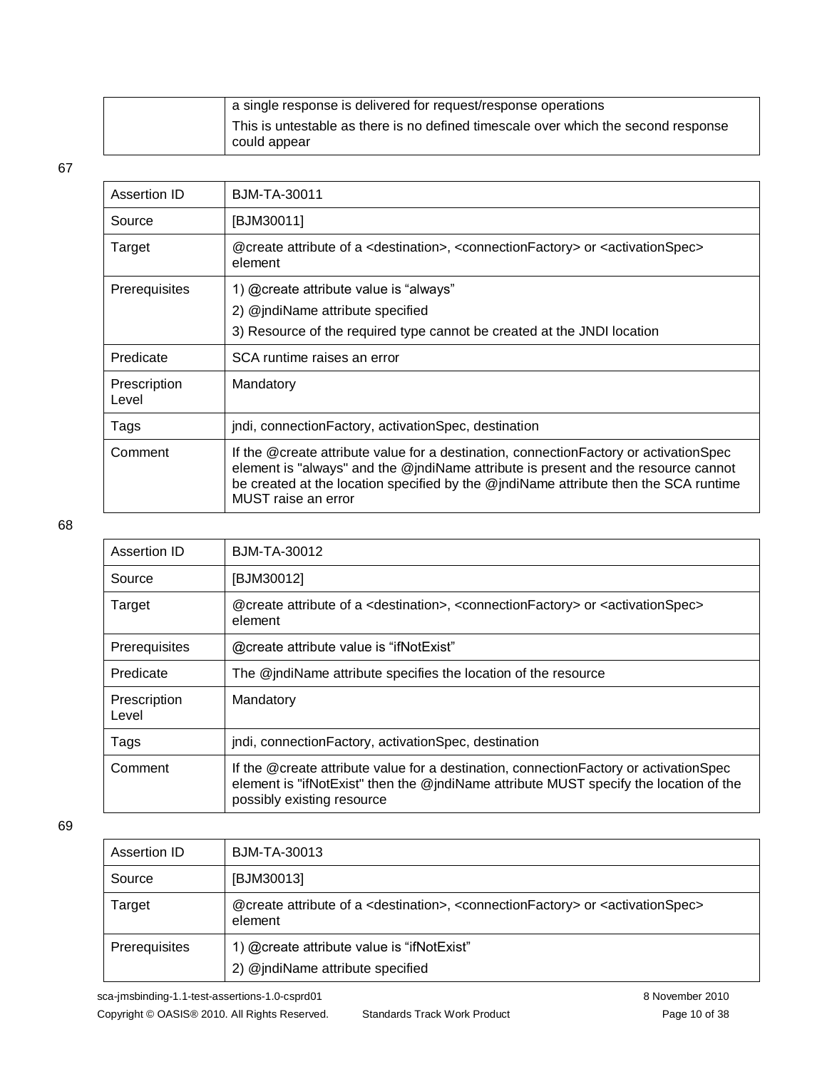| | |
|---|---|
| | a single response is delivered for request/response operations<br>This is untestable as there is no defined timescale over which the second response could appear |

67

| Assertion ID | BJM-TA-30011 |
|---|---|
| Source | [BJM30011] |
| Target | @create attribute of a <destination>, <connectionFactory> or <activationSpec> element |
| Prerequisites | 1) @create attribute value is “always”<br>2) @jndiName attribute specified<br>3) Resource of the required type cannot be created at the JNDI location |
| Predicate | SCA runtime raises an error |
| Prescription Level | Mandatory |
| Tags | jndi, connectionFactory, activationSpec, destination |
| Comment | If the @create attribute value for a destination, connectionFactory or activationSpec element is "always" and the @jndiName attribute is present and the resource cannot be created at the location specified by the @jndiName attribute then the SCA runtime MUST raise an error |

68

| Assertion ID | BJM-TA-30012 |
|---|---|
| Source | [BJM30012] |
| Target | @create attribute of a <destination>, <connectionFactory> or <activationSpec> element |
| Prerequisites | @create attribute value is “ifNotExist” |
| Predicate | The @jndiName attribute specifies the location of the resource |
| Prescription Level | Mandatory |
| Tags | jndi, connectionFactory, activationSpec, destination |
| Comment | If the @create attribute value for a destination, connectionFactory or activationSpec element is "ifNotExist" then the @jndiName attribute MUST specify the location of the possibly existing resource |

69

| Assertion ID | BJM-TA-30013 |
|---|---|
| Source | [BJM30013] |
| Target | @create attribute of a <destination>, <connectionFactory> or <activationSpec> element |
| Prerequisites | 1) @create attribute value is “ifNotExist”<br>2) @jndiName attribute specified |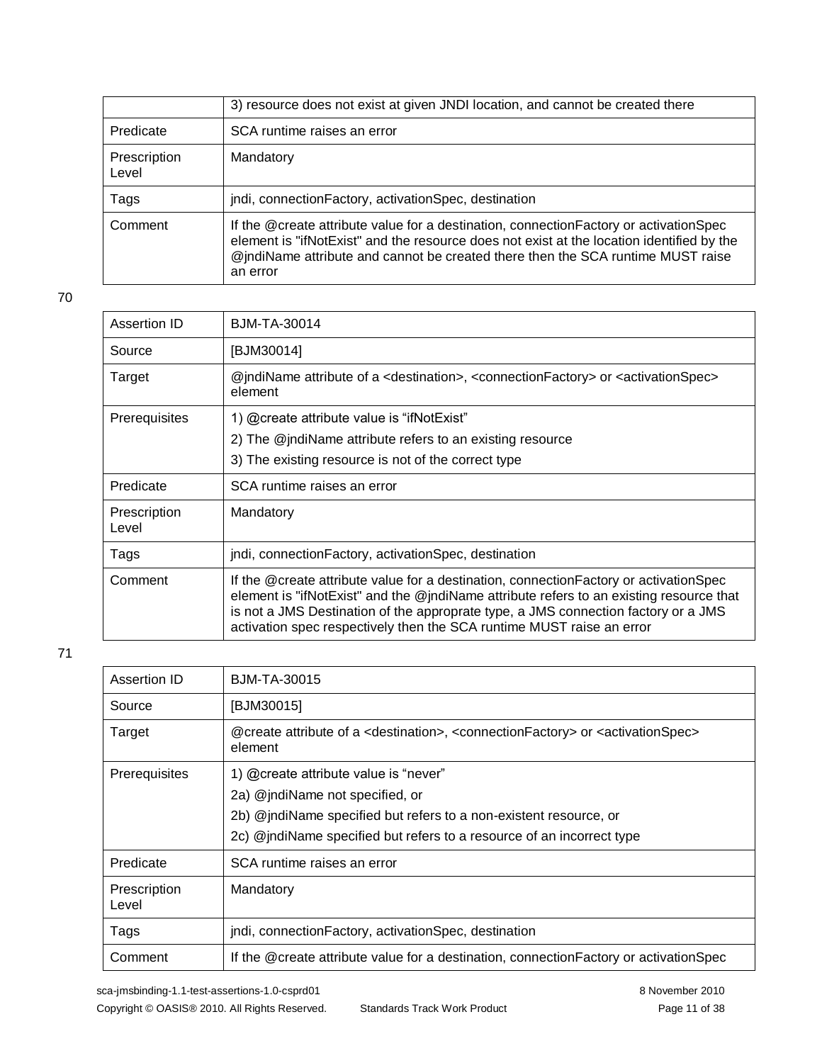| | 3) resource does not exist at given JNDI location, and cannot be created there |
|---|---|
| Predicate | SCA runtime raises an error |
| Prescription Level | Mandatory |
| Tags | jndi, connectionFactory, activationSpec, destination |
| Comment | If the @create attribute value for a destination, connectionFactory or activationSpec element is "ifNotExist" and the resource does not exist at the location identified by the @jndiName attribute and cannot be created there then the SCA runtime MUST raise an error |

70

| Assertion ID | BJM-TA-30014 |
|---|---|
| Source | [BJM30014] |
| Target | @jndiName attribute of a <destination>, <connectionFactory> or <activationSpec> element |
| Prerequisites | 1) @create attribute value is “ifNotExist”<br>2) The @jndiName attribute refers to an existing resource<br>3) The existing resource is not of the correct type |
| Predicate | SCA runtime raises an error |
| Prescription Level | Mandatory |
| Tags | jndi, connectionFactory, activationSpec, destination |
| Comment | If the @create attribute value for a destination, connectionFactory or activationSpec element is "ifNotExist" and the @jndiName attribute refers to an existing resource that is not a JMS Destination of the approprate type, a JMS connection factory or a JMS activation spec respectively then the SCA runtime MUST raise an error |

71

| Assertion ID | BJM-TA-30015 |
|---|---|
| Source | [BJM30015] |
| Target | @create attribute of a <destination>, <connectionFactory> or <activationSpec> element |
| Prerequisites | 1) @create attribute value is “never”<br>2a) @jndiName not specified, or<br>2b) @jndiName specified but refers to a non-existent resource, or<br>2c) @jndiName specified but refers to a resource of an incorrect type |
| Predicate | SCA runtime raises an error |
| Prescription Level | Mandatory |
| Tags | jndi, connectionFactory, activationSpec, destination |
| Comment | If the @create attribute value for a destination, connectionFactory or activationSpec |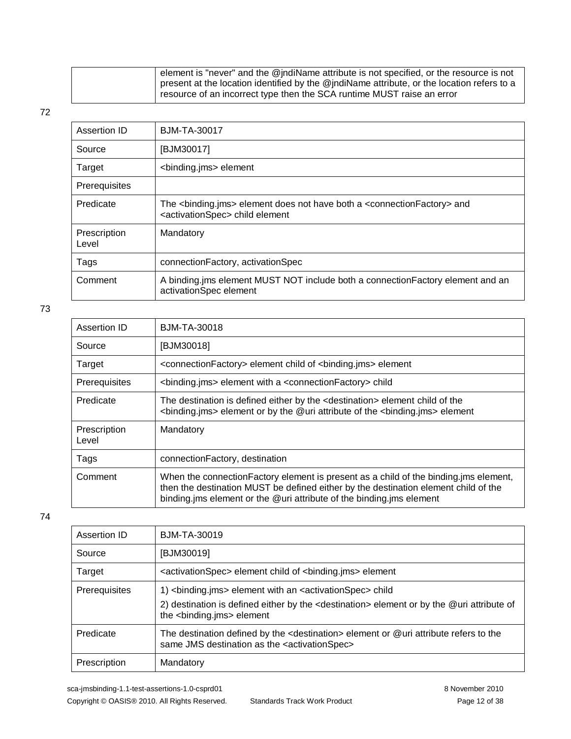| | element is "never" and the @jndiName attribute is not specified, or the resource is not present at the location identified by the @jndiName attribute, or the location refers to a resource of an incorrect type then the SCA runtime MUST raise an error |
|---|---|

72

| Assertion ID | BJM-TA-30017 |
|---|---|
| Source | [BJM30017] |
| Target | <binding.jms> element |
| Prerequisites | |
| Predicate | The <binding.jms> element does not have both a <connectionFactory> and <activationSpec> child element |
| Prescription Level | Mandatory |
| Tags | connectionFactory, activationSpec |
| Comment | A binding.jms element MUST NOT include both a connectionFactory element and an activationSpec element |

73

| Assertion ID | BJM-TA-30018 |
|---|---|
| Source | [BJM30018] |
| Target | <connectionFactory> element child of <binding.jms> element |
| Prerequisites | <binding.jms> element with a <connectionFactory> child |
| Predicate | The destination is defined either by the <destination> element child of the <binding.jms> element or by the @uri attribute of the <binding.jms> element |
| Prescription Level | Mandatory |
| Tags | connectionFactory, destination |
| Comment | When the connectionFactory element is present as a child of the binding.jms element, then the destination MUST be defined either by the destination element child of the binding.jms element or the @uri attribute of the binding.jms element |

74

| Assertion ID | BJM-TA-30019 |
|---|---|
| Source | [BJM30019] |
| Target | <activationSpec> element child of <binding.jms> element |
| Prerequisites | 1) <binding.jms> element with an <activationSpec> child<br>2) destination is defined either by the <destination> element or by the @uri attribute of the <binding.jms> element |
| Predicate | The destination defined by the <destination> element or @uri attribute refers to the same JMS destination as the <activationSpec> |
| Prescription | Mandatory |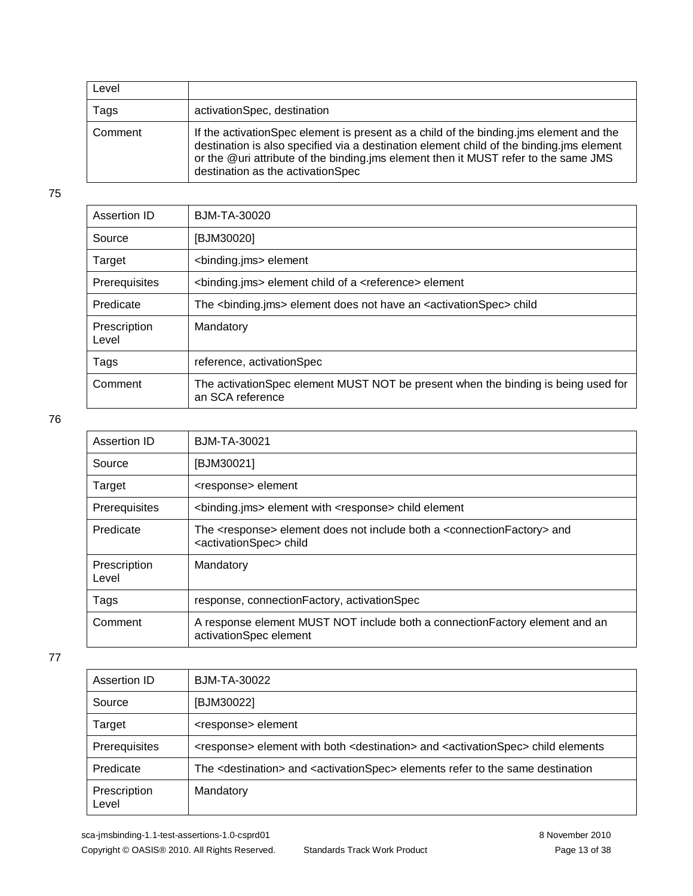| Level | |
|---|---|
| Tags | activationSpec, destination |
| Comment | If the activationSpec element is present as a child of the binding.jms element and the destination is also specified via a destination element child of the binding.jms element or the @uri attribute of the binding.jms element then it MUST refer to the same JMS destination as the activationSpec |

75

| Assertion ID | BJM-TA-30020 |
|---|---|
| Source | [BJM30020] |
| Target | <binding.jms> element |
| Prerequisites | <binding.jms> element child of a <reference> element |
| Predicate | The <binding.jms> element does not have an <activationSpec> child |
| Prescription Level | Mandatory |
| Tags | reference, activationSpec |
| Comment | The activationSpec element MUST NOT be present when the binding is being used for an SCA reference |

76

| Assertion ID | BJM-TA-30021 |
|---|---|
| Source | [BJM30021] |
| Target | <response> element |
| Prerequisites | <binding.jms> element with <response> child element |
| Predicate | The <response> element does not include both a <connectionFactory> and <activationSpec> child |
| Prescription Level | Mandatory |
| Tags | response, connectionFactory, activationSpec |
| Comment | A response element MUST NOT include both a connectionFactory element and an activationSpec element |

77

| Assertion ID | BJM-TA-30022 |
|---|---|
| Source | [BJM30022] |
| Target | <response> element |
| Prerequisites | <response> element with both <destination> and <activationSpec> child elements |
| Predicate | The <destination> and <activationSpec> elements refer to the same destination |
| Prescription Level | Mandatory |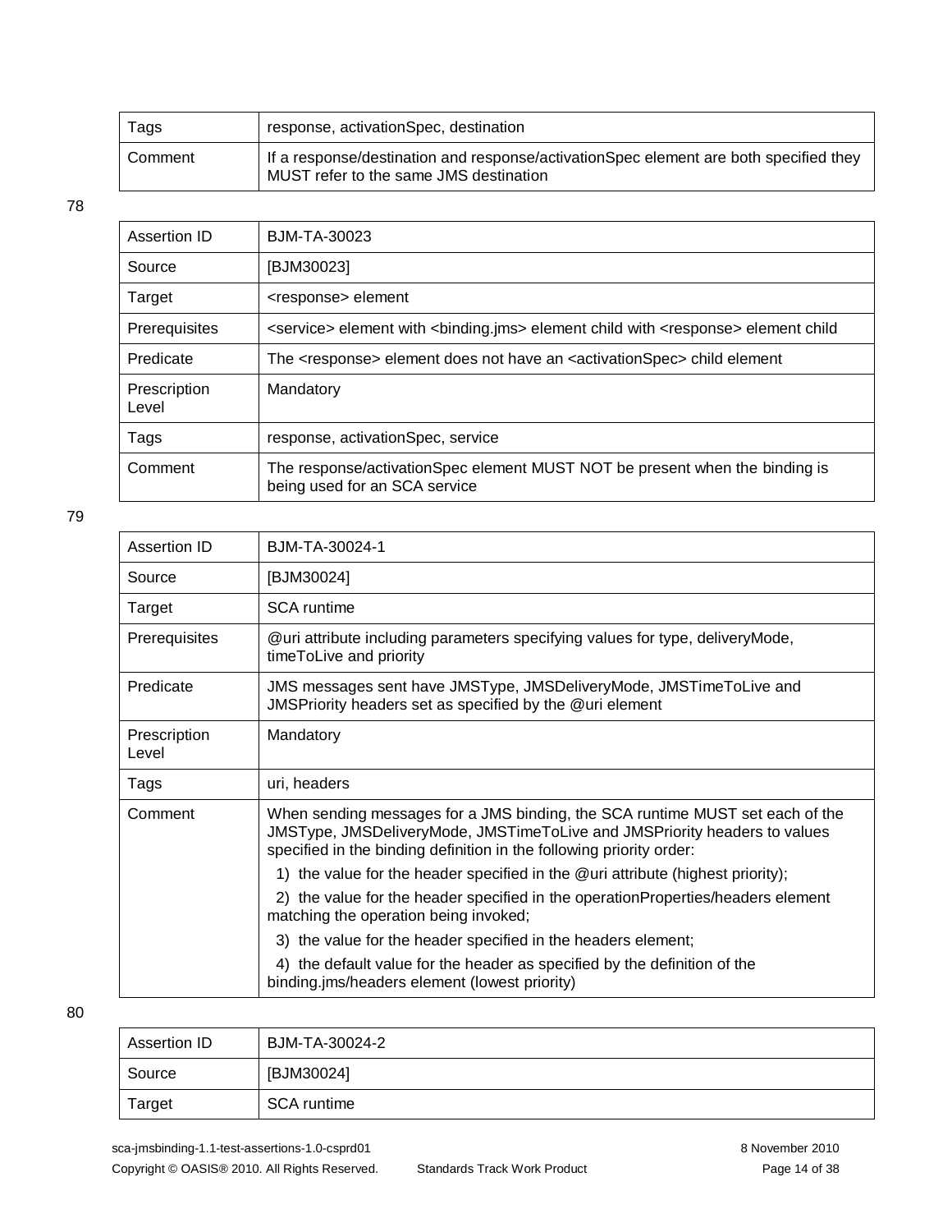| Tags | response, activationSpec, destination |
|---|---|
| Comment | If a response/destination and response/activationSpec element are both specified they MUST refer to the same JMS destination |

78

| Assertion ID | BJM-TA-30023 |
|---|---|
| Source | [BJM30023] |
| Target | <response> element |
| Prerequisites | <service> element with <binding.jms> element child with <response> element child |
| Predicate | The <response> element does not have an <activationSpec> child element |
| Prescription Level | Mandatory |
| Tags | response, activationSpec, service |
| Comment | The response/activationSpec element MUST NOT be present when the binding is being used for an SCA service |

79

| Assertion ID | BJM-TA-30024-1 |
|---|---|
| Source | [BJM30024] |
| Target | SCA runtime |
| Prerequisites | @uri attribute including parameters specifying values for type, deliveryMode, timeToLive and priority |
| Predicate | JMS messages sent have JMSType, JMSDeliveryMode, JMSTimeToLive and JMSPriority headers set as specified by the @uri element |
| Prescription Level | Mandatory |
| Tags | uri, headers |
| Comment | When sending messages for a JMS binding, the SCA runtime MUST set each of the JMSType, JMSDeliveryMode, JMSTimeToLive and JMSPriority headers to values specified in the binding definition in the following priority order: 1) the value for the header specified in the @uri attribute (highest priority); 2) the value for the header specified in the operationProperties/headers element matching the operation being invoked; 3) the value for the header specified in the headers element; 4) the default value for the header as specified by the definition of the binding.jms/headers element (lowest priority) |

80

| Assertion ID | BJM-TA-30024-2 |
|---|---|
| Source | [BJM30024] |
| Target | SCA runtime |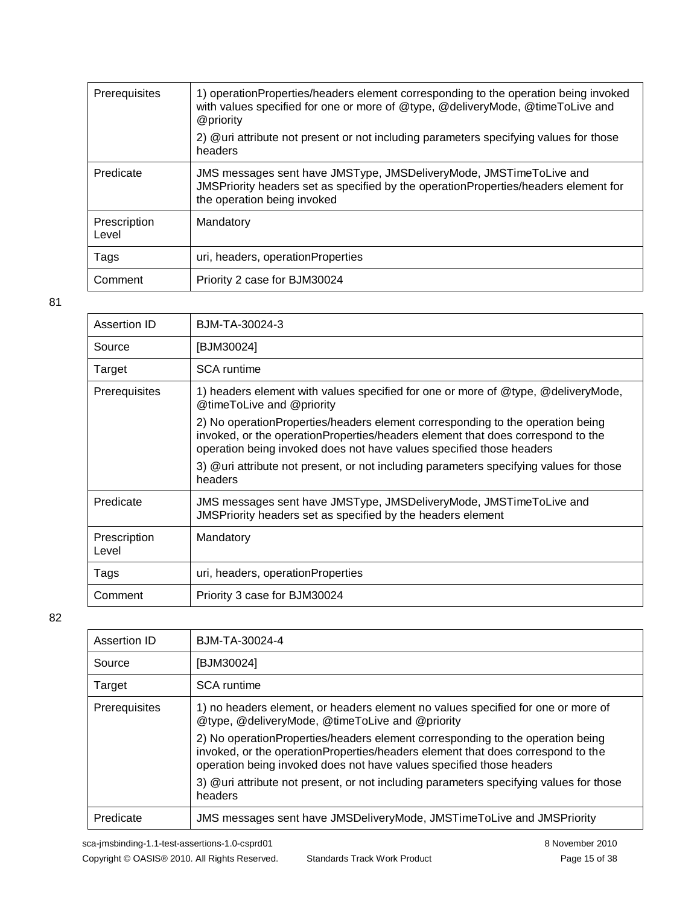| Prerequisites | 1) operationProperties/headers element corresponding to the operation being invoked with values specified for one or more of @type, @deliveryMode, @timeToLive and @priority<br>2) @uri attribute not present or not including parameters specifying values for those headers |
|---|---|
| Predicate | JMS messages sent have JMSType, JMSDeliveryMode, JMSTimeToLive and JMSPriority headers set as specified by the operationProperties/headers element for the operation being invoked |
| Prescription Level | Mandatory |
| Tags | uri, headers, operationProperties |
| Comment | Priority 2 case for BJM30024 |

81

| Assertion ID | BJM-TA-30024-3 |
|---|---|
| Source | [BJM30024] |
| Target | SCA runtime |
| Prerequisites | 1) headers element with values specified for one or more of @type, @deliveryMode, @timeToLive and @priority<br>2) No operationProperties/headers element corresponding to the operation being invoked, or the operationProperties/headers element that does correspond to the operation being invoked does not have values specified those headers<br>3) @uri attribute not present, or not including parameters specifying values for those headers |
| Predicate | JMS messages sent have JMSType, JMSDeliveryMode, JMSTimeToLive and JMSPriority headers set as specified by the headers element |
| Prescription Level | Mandatory |
| Tags | uri, headers, operationProperties |
| Comment | Priority 3 case for BJM30024 |

82

| Assertion ID | BJM-TA-30024-4 |
|---|---|
| Source | [BJM30024] |
| Target | SCA runtime |
| Prerequisites | 1) no headers element, or headers element no values specified for one or more of @type, @deliveryMode, @timeToLive and @priority<br>2) No operationProperties/headers element corresponding to the operation being invoked, or the operationProperties/headers element that does correspond to the operation being invoked does not have values specified those headers<br>3) @uri attribute not present, or not including parameters specifying values for those headers |
| Predicate | JMS messages sent have JMSDeliveryMode, JMSTimeToLive and JMSPriority |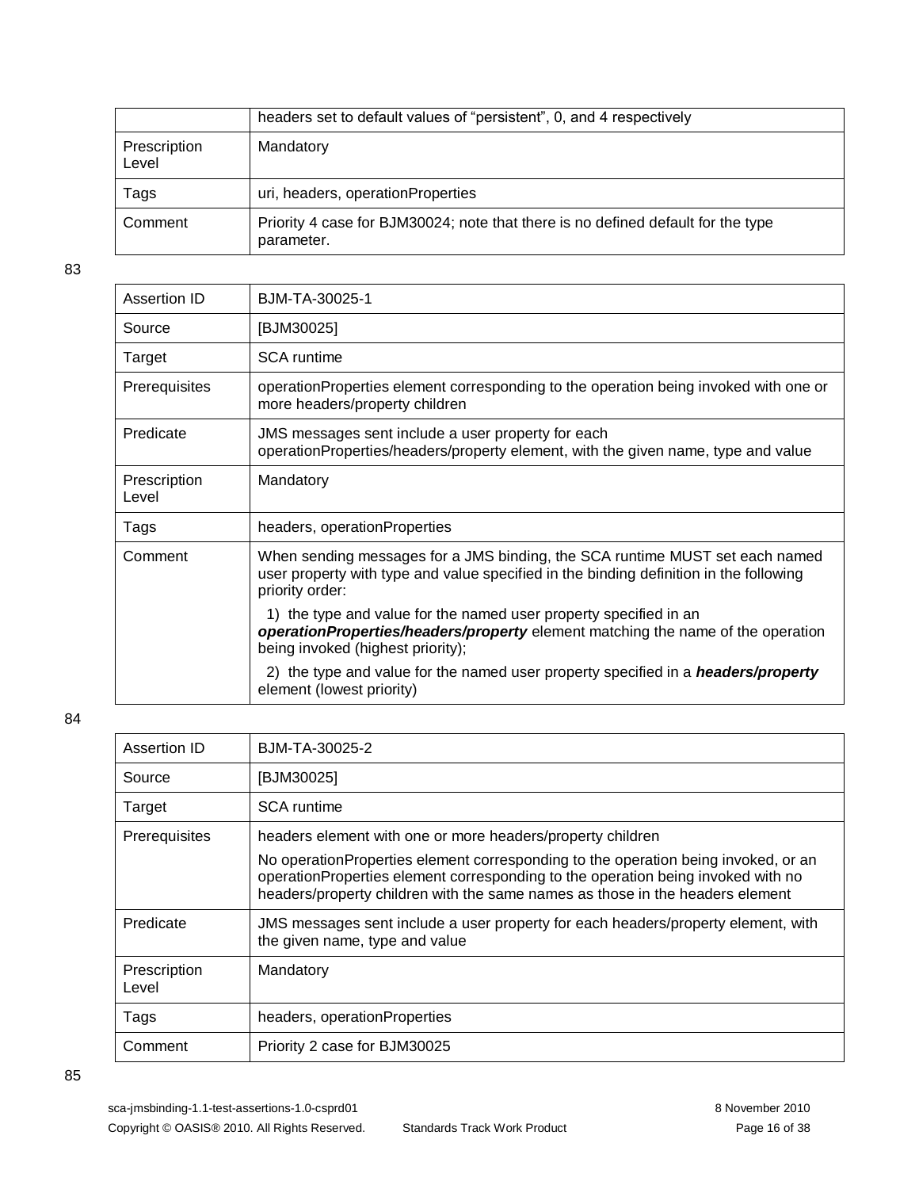| | headers set to default values of "persistent", 0, and 4 respectively |
|---|---|
| Prescription Level | Mandatory |
| Tags | uri, headers, operationProperties |
| Comment | Priority 4 case for BJM30024; note that there is no defined default for the type parameter. |

83

| Assertion ID | BJM-TA-30025-1 |
|---|---|
| Source | [BJM30025] |
| Target | SCA runtime |
| Prerequisites | operationProperties element corresponding to the operation being invoked with one or more headers/property children |
| Predicate | JMS messages sent include a user property for each operationProperties/headers/property element, with the given name, type and value |
| Prescription Level | Mandatory |
| Tags | headers, operationProperties |
| Comment | When sending messages for a JMS binding, the SCA runtime MUST set each named user property with type and value specified in the binding definition in the following priority order:<br>1) the type and value for the named user property specified in an ***operationProperties/headers/property*** element matching the name of the operation being invoked (highest priority);<br>2) the type and value for the named user property specified in a ***headers/property*** element (lowest priority) |

84

| Assertion ID | BJM-TA-30025-2 |
|---|---|
| Source | [BJM30025] |
| Target | SCA runtime |
| Prerequisites | headers element with one or more headers/property children<br>No operationProperties element corresponding to the operation being invoked, or an operationProperties element corresponding to the operation being invoked with no headers/property children with the same names as those in the headers element |
| Predicate | JMS messages sent include a user property for each headers/property element, with the given name, type and value |
| Prescription Level | Mandatory |
| Tags | headers, operationProperties |
| Comment | Priority 2 case for BJM30025 |

85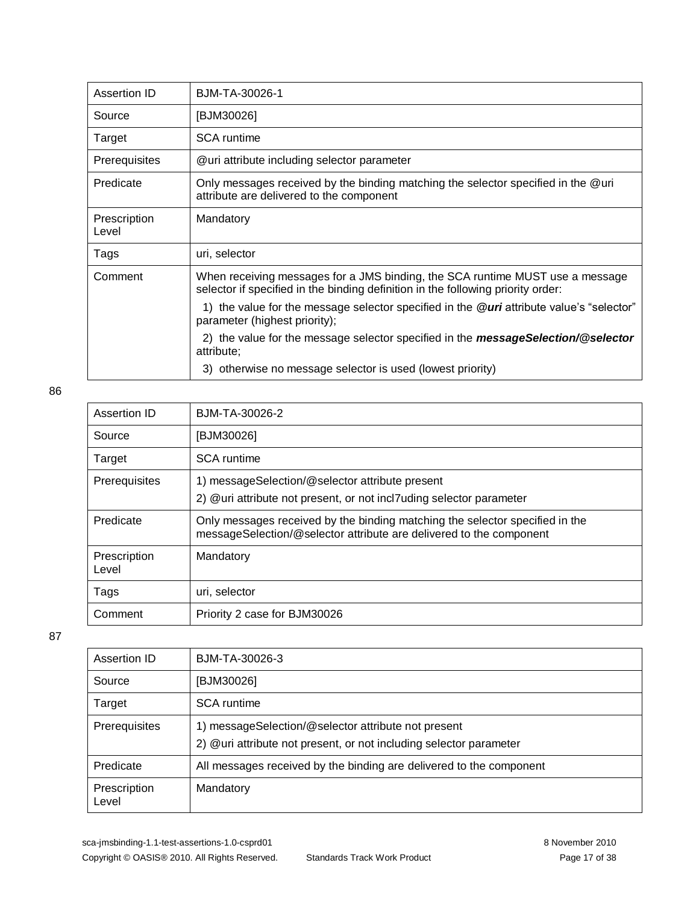| Assertion ID | BJM-TA-30026-1 |
|---|---|
| Source | [BJM30026] |
| Target | SCA runtime |
| Prerequisites | @uri attribute including selector parameter |
| Predicate | Only messages received by the binding matching the selector specified in the @uri attribute are delivered to the component |
| Prescription Level | Mandatory |
| Tags | uri, selector |
| Comment | When receiving messages for a JMS binding, the SCA runtime MUST use a message selector if specified in the binding definition in the following priority order:<br>1) the value for the message selector specified in the ***@uri*** attribute value's "selector" parameter (highest priority);<br>2) the value for the message selector specified in the ***messageSelection/@selector*** attribute;<br>3) otherwise no message selector is used (lowest priority) |

86

| Assertion ID | BJM-TA-30026-2 |
|---|---|
| Source | [BJM30026] |
| Target | SCA runtime |
| Prerequisites | 1) messageSelection/@selector attribute present<br>2) @uri attribute not present, or not incl7uding selector parameter |
| Predicate | Only messages received by the binding matching the selector specified in the messageSelection/@selector attribute are delivered to the component |
| Prescription Level | Mandatory |
| Tags | uri, selector |
| Comment | Priority 2 case for BJM30026 |

87

| Assertion ID | BJM-TA-30026-3 |
|---|---|
| Source | [BJM30026] |
| Target | SCA runtime |
| Prerequisites | 1) messageSelection/@selector attribute not present<br>2) @uri attribute not present, or not including selector parameter |
| Predicate | All messages received by the binding are delivered to the component |
| Prescription Level | Mandatory |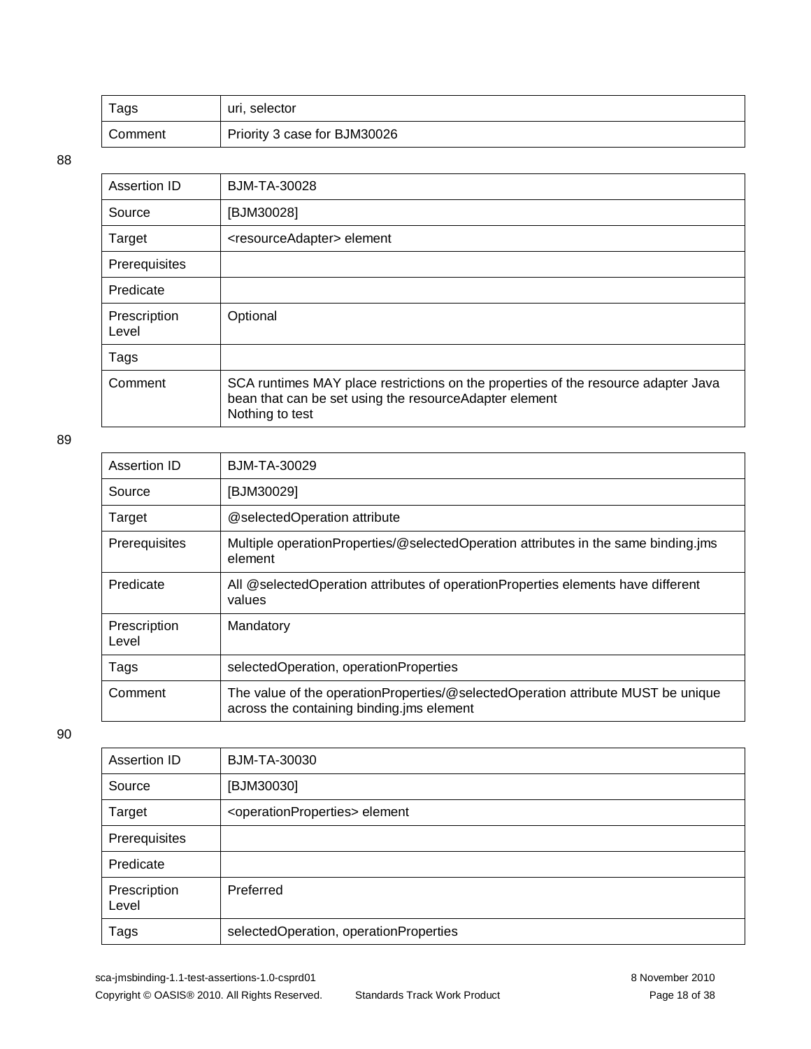| | |
|---|---|
| Tags | uri, selector |
| Comment | Priority 3 case for BJM30026 |

88

| | |
|---|---|
| Assertion ID | BJM-TA-30028 |
| Source | [BJM30028] |
| Target | <resourceAdapter> element |
| Prerequisites | |
| Predicate | |
| Prescription Level | Optional |
| Tags | |
| Comment | SCA runtimes MAY place restrictions on the properties of the resource adapter Java bean that can be set using the resourceAdapter element<br>Nothing to test |

89

| | |
|---|---|
| Assertion ID | BJM-TA-30029 |
| Source | [BJM30029] |
| Target | @selectedOperation attribute |
| Prerequisites | Multiple operationProperties/@selectedOperation attributes in the same binding.jms element |
| Predicate | All @selectedOperation attributes of operationProperties elements have different values |
| Prescription Level | Mandatory |
| Tags | selectedOperation, operationProperties |
| Comment | The value of the operationProperties/@selectedOperation attribute MUST be unique across the containing binding.jms element |

90

| | |
|---|---|
| Assertion ID | BJM-TA-30030 |
| Source | [BJM30030] |
| Target | <operationProperties> element |
| Prerequisites | |
| Predicate | |
| Prescription Level | Preferred |
| Tags | selectedOperation, operationProperties |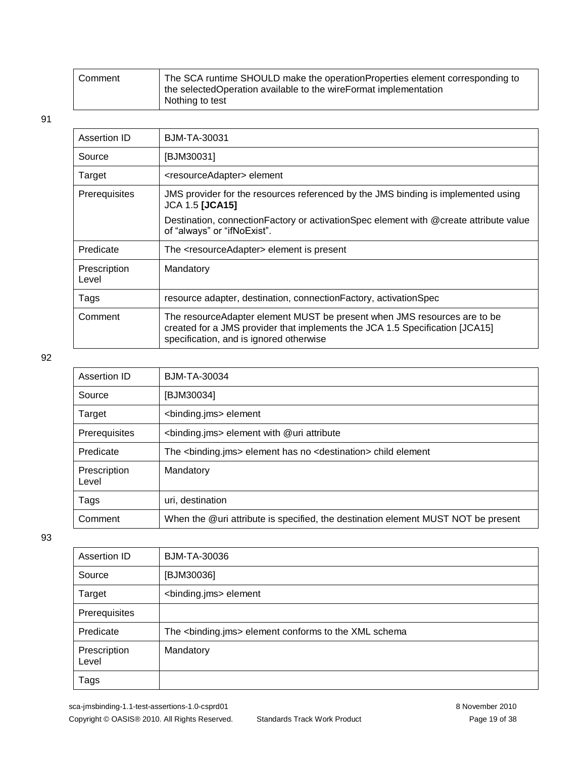| Comment | The SCA runtime SHOULD make the operationProperties element corresponding to the selectedOperation available to the wireFormat implementation<br>Nothing to test |
|---|---|

91

| Assertion ID | BJM-TA-30031 |
|---|---|
| Source | [BJM30031] |
| Target | <resourceAdapter> element |
| Prerequisites | JMS provider for the resources referenced by the JMS binding is implemented using JCA 1.5 **[JCA15]**<br>Destination, connectionFactory or activationSpec element with @create attribute value of "always" or "ifNoExist". |
| Predicate | The <resourceAdapter> element is present |
| Prescription Level | Mandatory |
| Tags | resource adapter, destination, connectionFactory, activationSpec |
| Comment | The resourceAdapter element MUST be present when JMS resources are to be created for a JMS provider that implements the JCA 1.5 Specification [JCA15] specification, and is ignored otherwise |

92

| Assertion ID | BJM-TA-30034 |
|---|---|
| Source | [BJM30034] |
| Target | <binding.jms> element |
| Prerequisites | <binding.jms> element with @uri attribute |
| Predicate | The <binding.jms> element has no <destination> child element |
| Prescription Level | Mandatory |
| Tags | uri, destination |
| Comment | When the @uri attribute is specified, the destination element MUST NOT be present |

93

| Assertion ID | BJM-TA-30036 |
|---|---|
| Source | [BJM30036] |
| Target | <binding.jms> element |
| Prerequisites | |
| Predicate | The <binding.jms> element conforms to the XML schema |
| Prescription Level | Mandatory |
| Tags | |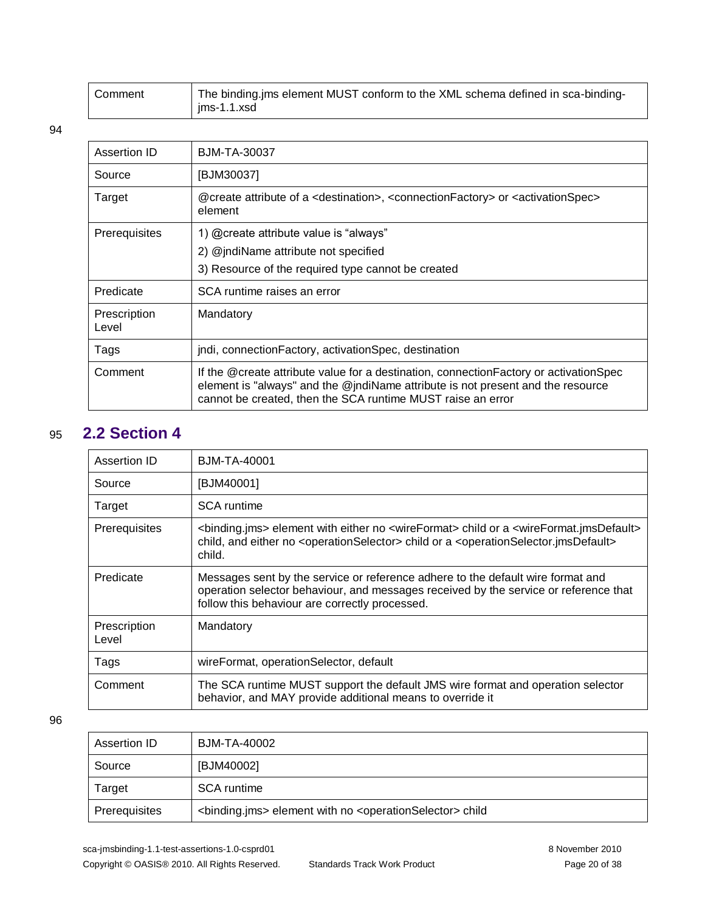| Comment | The binding.jms element MUST conform to the XML schema defined in sca-binding-jms-1.1.xsd |
|---|---|

| Assertion ID | BJM-TA-30037 |
|---|---|
| Source | [BJM30037] |
| Target | @create attribute of a <destination>, <connectionFactory> or <activationSpec> element |
| Prerequisites | 1) @create attribute value is "always"<br>2) @jndiName attribute not specified<br>3) Resource of the required type cannot be created |
| Predicate | SCA runtime raises an error |
| Prescription Level | Mandatory |
| Tags | jndi, connectionFactory, activationSpec, destination |
| Comment | If the @create attribute value for a destination, connectionFactory or activationSpec element is "always" and the @jndiName attribute is not present and the resource cannot be created, then the SCA runtime MUST raise an error |

## 2.2 Section 4

| Assertion ID | BJM-TA-40001 |
|---|---|
| Source | [BJM40001] |
| Target | SCA runtime |
| Prerequisites | <binding.jms> element with either no <wireFormat> child or a <wireFormat.jmsDefault> child, and either no <operationSelector> child or a <operationSelector.jmsDefault> child. |
| Predicate | Messages sent by the service or reference adhere to the default wire format and operation selector behaviour, and messages received by the service or reference that follow this behaviour are correctly processed. |
| Prescription Level | Mandatory |
| Tags | wireFormat, operationSelector, default |
| Comment | The SCA runtime MUST support the default JMS wire format and operation selector behavior, and MAY provide additional means to override it |

| Assertion ID | BJM-TA-40002 |
|---|---|
| Source | [BJM40002] |
| Target | SCA runtime |
| Prerequisites | <binding.jms> element with no <operationSelector> child |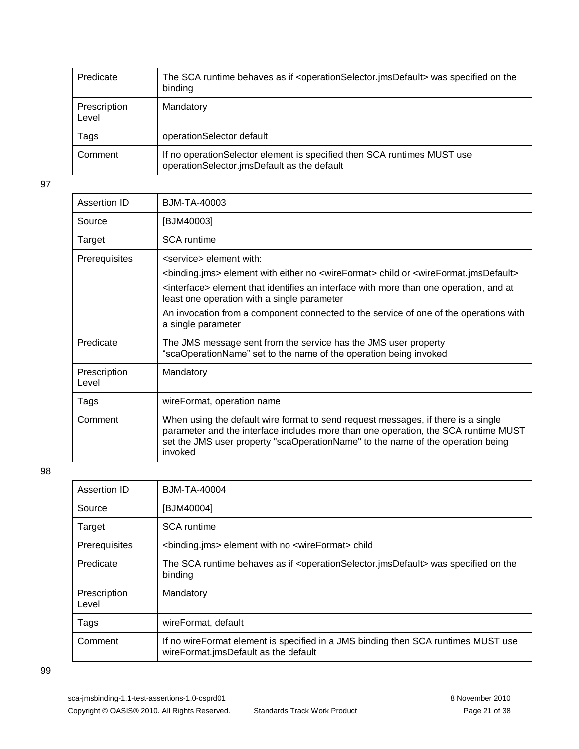| | |
|---|---|
| Predicate | The SCA runtime behaves as if <operationSelector.jmsDefault> was specified on the binding |
| Prescription Level | Mandatory |
| Tags | operationSelector default |
| Comment | If no operationSelector element is specified then SCA runtimes MUST use operationSelector.jmsDefault as the default |

97

| | |
|---|---|
| Assertion ID | BJM-TA-40003 |
| Source | [BJM40003] |
| Target | SCA runtime |
| Prerequisites | <service> element with:<br><binding.jms> element with either no <wireFormat> child or <wireFormat.jmsDefault><br><interface> element that identifies an interface with more than one operation, and at least one operation with a single parameter<br>An invocation from a component connected to the service of one of the operations with a single parameter |
| Predicate | The JMS message sent from the service has the JMS user property "scaOperationName" set to the name of the operation being invoked |
| Prescription Level | Mandatory |
| Tags | wireFormat, operation name |
| Comment | When using the default wire format to send request messages, if there is a single parameter and the interface includes more than one operation, the SCA runtime MUST set the JMS user property "scaOperationName" to the name of the operation being invoked |

98

| | |
|---|---|
| Assertion ID | BJM-TA-40004 |
| Source | [BJM40004] |
| Target | SCA runtime |
| Prerequisites | <binding.jms> element with no <wireFormat> child |
| Predicate | The SCA runtime behaves as if <operationSelector.jmsDefault> was specified on the binding |
| Prescription Level | Mandatory |
| Tags | wireFormat, default |
| Comment | If no wireFormat element is specified in a JMS binding then SCA runtimes MUST use wireFormat.jmsDefault as the default |

99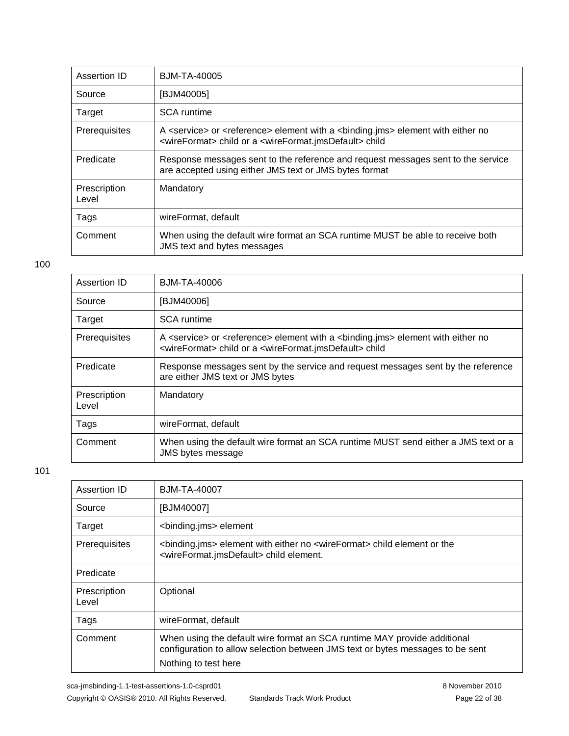| Assertion ID | BJM-TA-40005 |
| --- | --- |
| Source | [BJM40005] |
| Target | SCA runtime |
| Prerequisites | A <service> or <reference> element with a <binding.jms> element with either no <wireFormat> child or a <wireFormat.jmsDefault> child |
| Predicate | Response messages sent to the reference and request messages sent to the service are accepted using either JMS text or JMS bytes format |
| Prescription Level | Mandatory |
| Tags | wireFormat, default |
| Comment | When using the default wire format an SCA runtime MUST be able to receive both JMS text and bytes messages |

100

| Assertion ID | BJM-TA-40006 |
| --- | --- |
| Source | [BJM40006] |
| Target | SCA runtime |
| Prerequisites | A <service> or <reference> element with a <binding.jms> element with either no <wireFormat> child or a <wireFormat.jmsDefault> child |
| Predicate | Response messages sent by the service and request messages sent by the reference are either JMS text or JMS bytes |
| Prescription Level | Mandatory |
| Tags | wireFormat, default |
| Comment | When using the default wire format an SCA runtime MUST send either a JMS text or a JMS bytes message |

101

| Assertion ID | BJM-TA-40007 |
| --- | --- |
| Source | [BJM40007] |
| Target | <binding.jms> element |
| Prerequisites | <binding.jms> element with either no <wireFormat> child element or the <wireFormat.jmsDefault> child element. |
| Predicate | |
| Prescription Level | Optional |
| Tags | wireFormat, default |
| Comment | When using the default wire format an SCA runtime MAY provide additional configuration to allow selection between JMS text or bytes messages to be sent<br>Nothing to test here |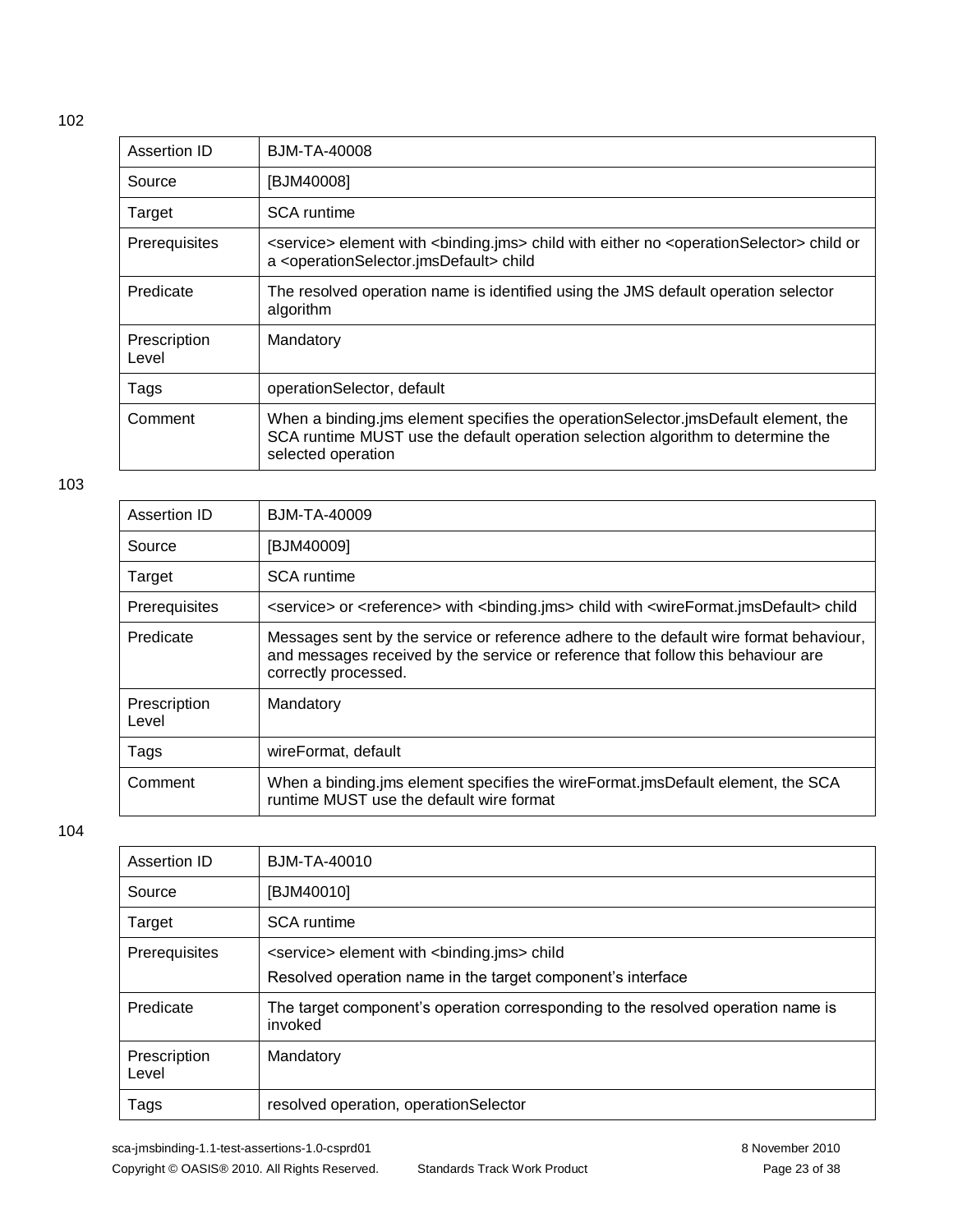102

| Assertion ID | BJM-TA-40008 |
|---|---|
| Source | [BJM40008] |
| Target | SCA runtime |
| Prerequisites | <service> element with <binding.jms> child with either no <operationSelector> child or a <operationSelector.jmsDefault> child |
| Predicate | The resolved operation name is identified using the JMS default operation selector algorithm |
| Prescription Level | Mandatory |
| Tags | operationSelector, default |
| Comment | When a binding.jms element specifies the operationSelector.jmsDefault element, the SCA runtime MUST use the default operation selection algorithm to determine the selected operation |

103

| Assertion ID | BJM-TA-40009 |
|---|---|
| Source | [BJM40009] |
| Target | SCA runtime |
| Prerequisites | <service> or <reference> with <binding.jms> child with <wireFormat.jmsDefault> child |
| Predicate | Messages sent by the service or reference adhere to the default wire format behaviour, and messages received by the service or reference that follow this behaviour are correctly processed. |
| Prescription Level | Mandatory |
| Tags | wireFormat, default |
| Comment | When a binding.jms element specifies the wireFormat.jmsDefault element, the SCA runtime MUST use the default wire format |

104

| Assertion ID | BJM-TA-40010 |
|---|---|
| Source | [BJM40010] |
| Target | SCA runtime |
| Prerequisites | <service> element with <binding.jms> child<br>Resolved operation name in the target component's interface |
| Predicate | The target component's operation corresponding to the resolved operation name is invoked |
| Prescription Level | Mandatory |
| Tags | resolved operation, operationSelector |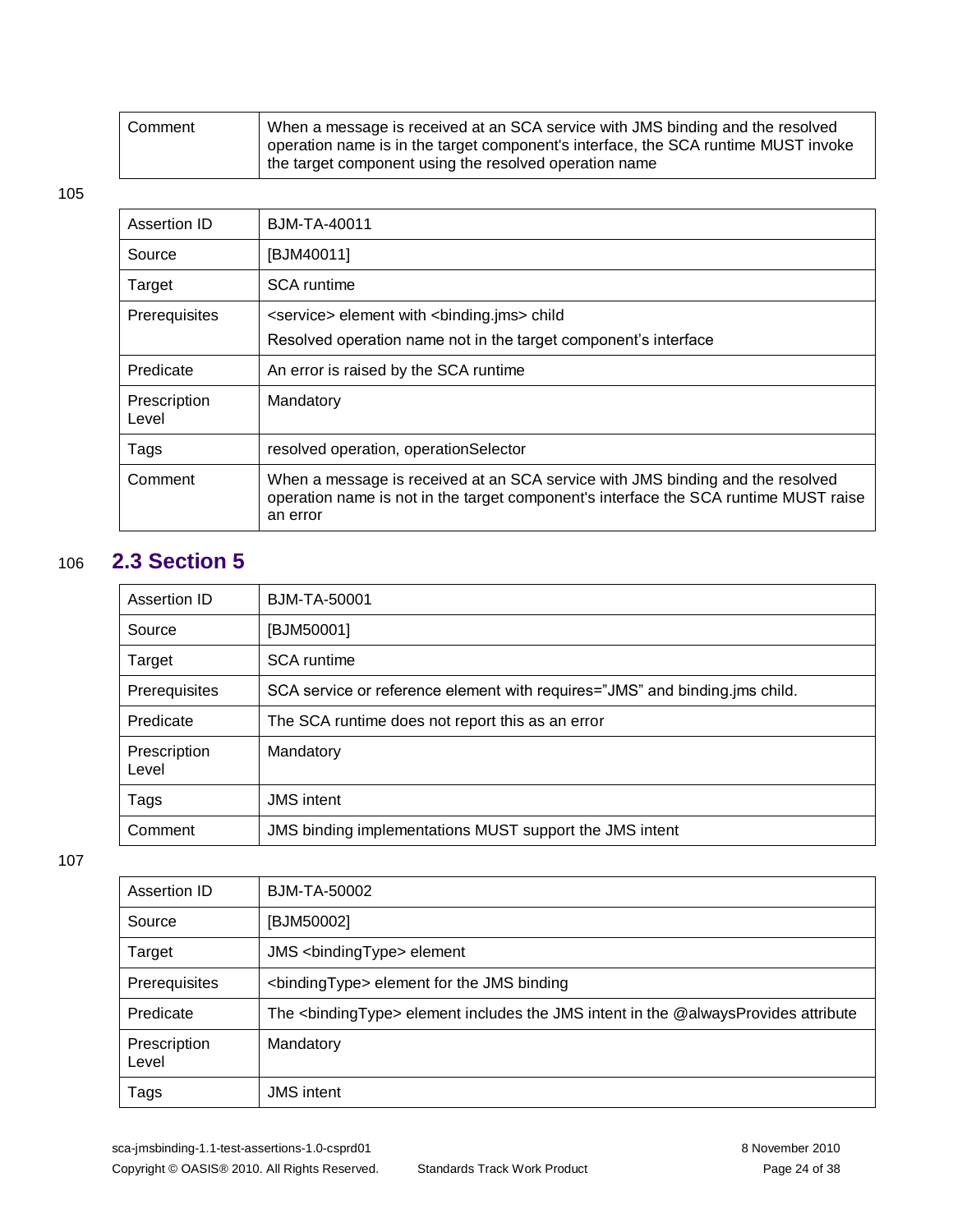| Comment | When a message is received at an SCA service with JMS binding and the resolved operation name is in the target component's interface, the SCA runtime MUST invoke the target component using the resolved operation name |
|---|---|

105

| Assertion ID | BJM-TA-40011 |
|---|---|
| Source | [BJM40011] |
| Target | SCA runtime |
| Prerequisites | <service> element with <binding.jms> child<br>Resolved operation name not in the target component's interface |
| Predicate | An error is raised by the SCA runtime |
| Prescription Level | Mandatory |
| Tags | resolved operation, operationSelector |
| Comment | When a message is received at an SCA service with JMS binding and the resolved operation name is not in the target component's interface the SCA runtime MUST raise an error |

106

## 2.3 Section 5

| Assertion ID | BJM-TA-50001 |
|---|---|
| Source | [BJM50001] |
| Target | SCA runtime |
| Prerequisites | SCA service or reference element with requires="JMS" and binding.jms child. |
| Predicate | The SCA runtime does not report this as an error |
| Prescription Level | Mandatory |
| Tags | JMS intent |
| Comment | JMS binding implementations MUST support the JMS intent |

107

| Assertion ID | BJM-TA-50002 |
|---|---|
| Source | [BJM50002] |
| Target | JMS <bindingType> element |
| Prerequisites | <bindingType> element for the JMS binding |
| Predicate | The <bindingType> element includes the JMS intent in the @alwaysProvides attribute |
| Prescription Level | Mandatory |
| Tags | JMS intent |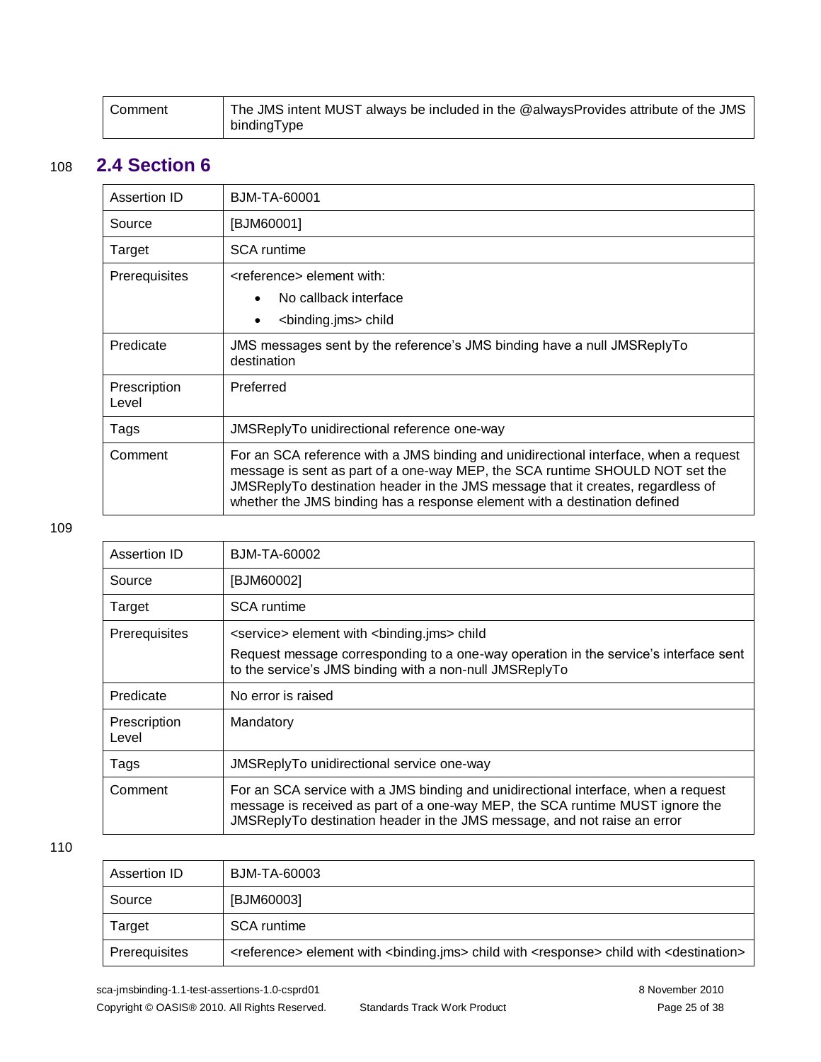| Comment | The JMS intent MUST always be included in the @alwaysProvides attribute of the JMS bindingType |
|---|---|

## 2.4 Section 6

| Assertion ID | BJM-TA-60001 |
|---|---|
| Source | [BJM60001] |
| Target | SCA runtime |
| Prerequisites | <reference> element with:<br>• No callback interface<br>• <binding.jms> child |
| Predicate | JMS messages sent by the reference's JMS binding have a null JMSReplyTo destination |
| Prescription Level | Preferred |
| Tags | JMSReplyTo unidirectional reference one-way |
| Comment | For an SCA reference with a JMS binding and unidirectional interface, when a request message is sent as part of a one-way MEP, the SCA runtime SHOULD NOT set the JMSReplyTo destination header in the JMS message that it creates, regardless of whether the JMS binding has a response element with a destination defined |

| Assertion ID | BJM-TA-60002 |
|---|---|
| Source | [BJM60002] |
| Target | SCA runtime |
| Prerequisites | <service> element with <binding.jms> child<br>Request message corresponding to a one-way operation in the service's interface sent to the service's JMS binding with a non-null JMSReplyTo |
| Predicate | No error is raised |
| Prescription Level | Mandatory |
| Tags | JMSReplyTo unidirectional service one-way |
| Comment | For an SCA service with a JMS binding and unidirectional interface, when a request message is received as part of a one-way MEP, the SCA runtime MUST ignore the JMSReplyTo destination header in the JMS message, and not raise an error |

| Assertion ID | BJM-TA-60003 |
|---|---|
| Source | [BJM60003] |
| Target | SCA runtime |
| Prerequisites | <reference> element with <binding.jms> child with <response> child with <destination> |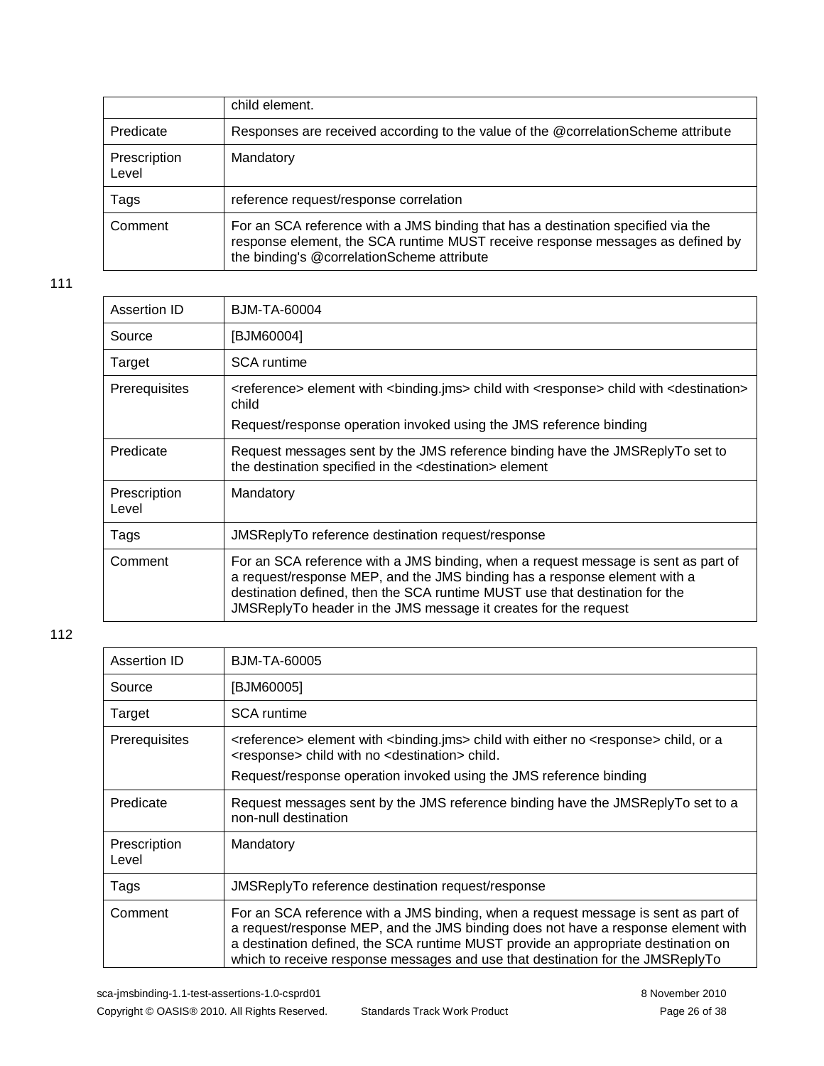| | child element. |
|---|---|
| Predicate | Responses are received according to the value of the @correlationScheme attribute |
| Prescription Level | Mandatory |
| Tags | reference request/response correlation |
| Comment | For an SCA reference with a JMS binding that has a destination specified via the response element, the SCA runtime MUST receive response messages as defined by the binding's @correlationScheme attribute |

111

| Assertion ID | BJM-TA-60004 |
|---|---|
| Source | [BJM60004] |
| Target | SCA runtime |
| Prerequisites | <reference> element with <binding.jms> child with <response> child with <destination> child<br>Request/response operation invoked using the JMS reference binding |
| Predicate | Request messages sent by the JMS reference binding have the JMSReplyTo set to the destination specified in the <destination> element |
| Prescription Level | Mandatory |
| Tags | JMSReplyTo reference destination request/response |
| Comment | For an SCA reference with a JMS binding, when a request message is sent as part of a request/response MEP, and the JMS binding has a response element with a destination defined, then the SCA runtime MUST use that destination for the JMSReplyTo header in the JMS message it creates for the request |

112

| Assertion ID | BJM-TA-60005 |
|---|---|
| Source | [BJM60005] |
| Target | SCA runtime |
| Prerequisites | <reference> element with <binding.jms> child with either no <response> child, or a <response> child with no <destination> child.<br>Request/response operation invoked using the JMS reference binding |
| Predicate | Request messages sent by the JMS reference binding have the JMSReplyTo set to a non-null destination |
| Prescription Level | Mandatory |
| Tags | JMSReplyTo reference destination request/response |
| Comment | For an SCA reference with a JMS binding, when a request message is sent as part of a request/response MEP, and the JMS binding does not have a response element with a destination defined, the SCA runtime MUST provide an appropriate destination on which to receive response messages and use that destination for the JMSReplyTo |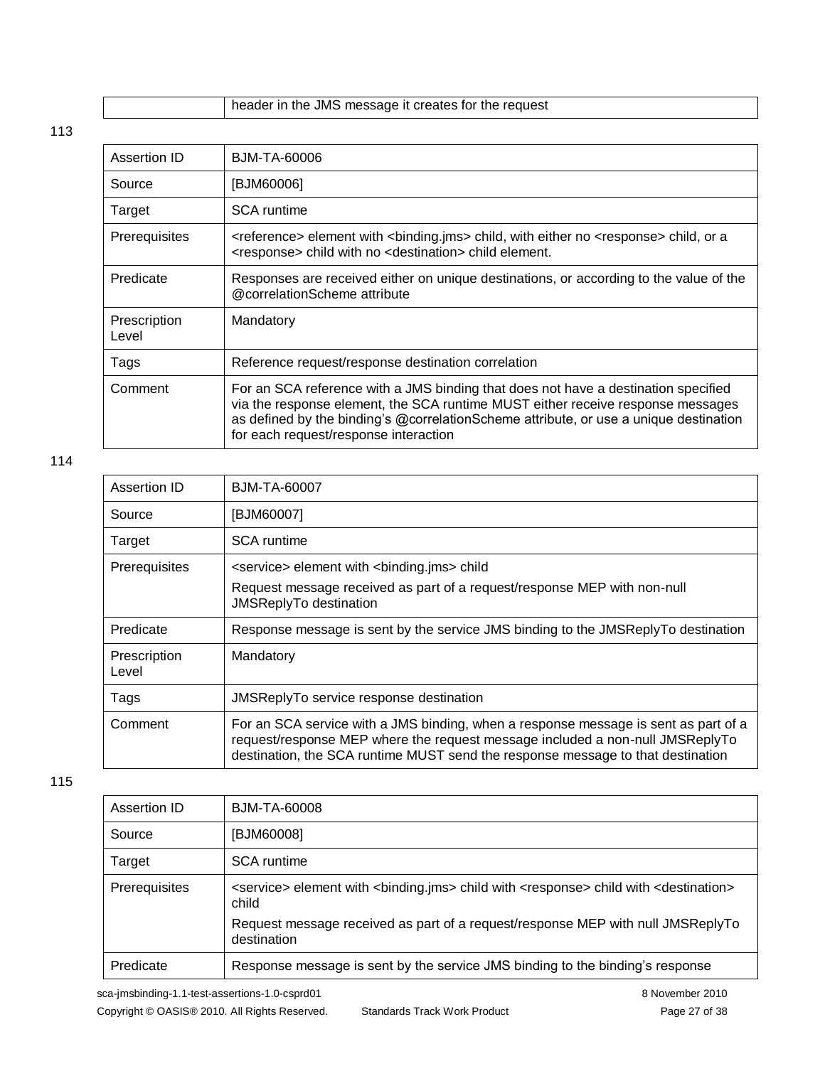| | header in the JMS message it creates for the request |
|---|---|

113

| Assertion ID | BJM-TA-60006 |
|---|---|
| Source | [BJM60006] |
| Target | SCA runtime |
| Prerequisites | <reference> element with <binding.jms> child, with either no <response> child, or a <response> child with no <destination> child element. |
| Predicate | Responses are received either on unique destinations, or according to the value of the @correlationScheme attribute |
| Prescription Level | Mandatory |
| Tags | Reference request/response destination correlation |
| Comment | For an SCA reference with a JMS binding that does not have a destination specified via the response element, the SCA runtime MUST either receive response messages as defined by the binding's @correlationScheme attribute, or use a unique destination for each request/response interaction |

114

| Assertion ID | BJM-TA-60007 |
|---|---|
| Source | [BJM60007] |
| Target | SCA runtime |
| Prerequisites | <service> element with <binding.jms> child<br>Request message received as part of a request/response MEP with non-null JMSReplyTo destination |
| Predicate | Response message is sent by the service JMS binding to the JMSReplyTo destination |
| Prescription Level | Mandatory |
| Tags | JMSReplyTo service response destination |
| Comment | For an SCA service with a JMS binding, when a response message is sent as part of a request/response MEP where the request message included a non-null JMSReplyTo destination, the SCA runtime MUST send the response message to that destination |

115

| Assertion ID | BJM-TA-60008 |
|---|---|
| Source | [BJM60008] |
| Target | SCA runtime |
| Prerequisites | <service> element with <binding.jms> child with <response> child with <destination> child<br>Request message received as part of a request/response MEP with null JMSReplyTo destination |
| Predicate | Response message is sent by the service JMS binding to the binding's response |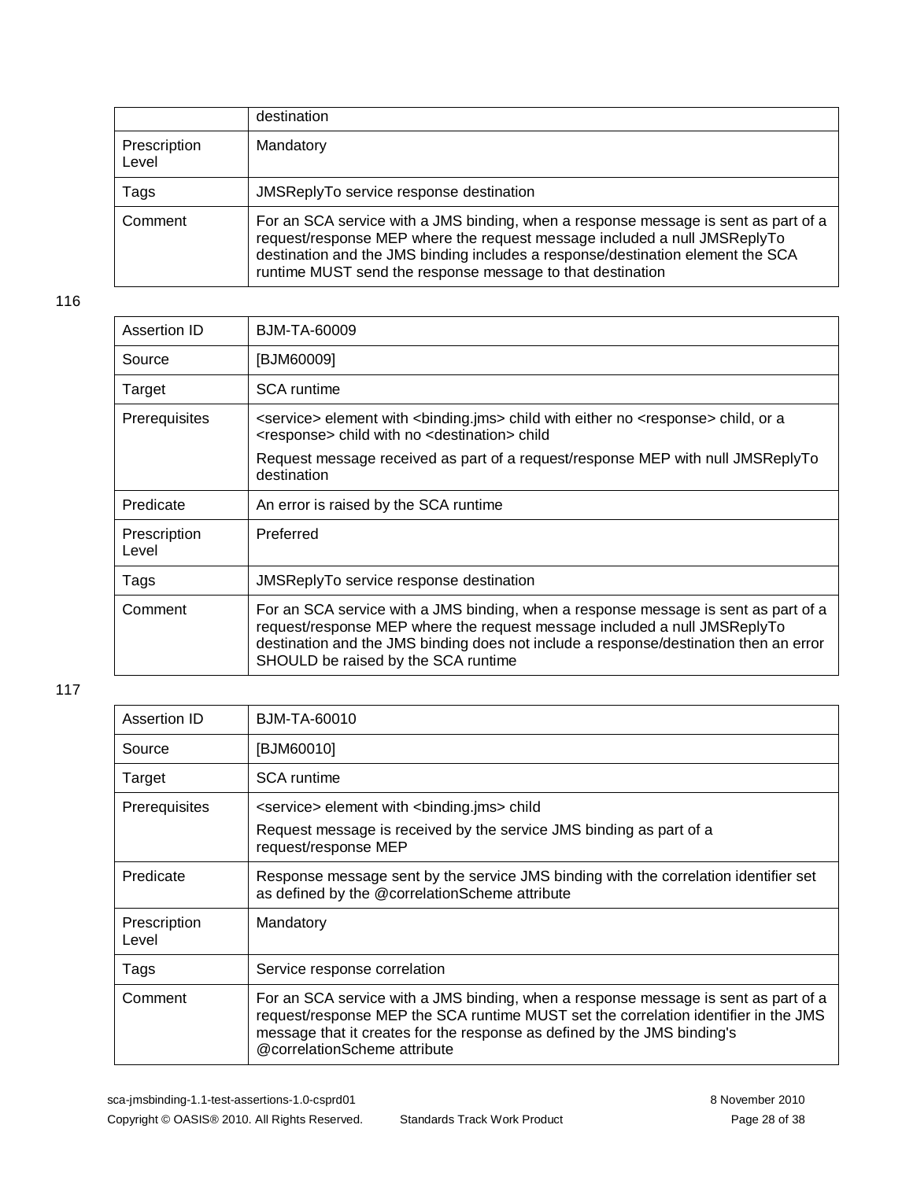| | destination |
|---|---|
| Prescription Level | Mandatory |
| Tags | JMSReplyTo service response destination |
| Comment | For an SCA service with a JMS binding, when a response message is sent as part of a request/response MEP where the request message included a null JMSReplyTo destination and the JMS binding includes a response/destination element the SCA runtime MUST send the response message to that destination |

116

| Assertion ID | BJM-TA-60009 |
|---|---|
| Source | [BJM60009] |
| Target | SCA runtime |
| Prerequisites | <service> element with <binding.jms> child with either no <response> child, or a <response> child with no <destination> child<br>Request message received as part of a request/response MEP with null JMSReplyTo destination |
| Predicate | An error is raised by the SCA runtime |
| Prescription Level | Preferred |
| Tags | JMSReplyTo service response destination |
| Comment | For an SCA service with a JMS binding, when a response message is sent as part of a request/response MEP where the request message included a null JMSReplyTo destination and the JMS binding does not include a response/destination then an error SHOULD be raised by the SCA runtime |

117

| Assertion ID | BJM-TA-60010 |
|---|---|
| Source | [BJM60010] |
| Target | SCA runtime |
| Prerequisites | <service> element with <binding.jms> child<br>Request message is received by the service JMS binding as part of a request/response MEP |
| Predicate | Response message sent by the service JMS binding with the correlation identifier set as defined by the @correlationScheme attribute |
| Prescription Level | Mandatory |
| Tags | Service response correlation |
| Comment | For an SCA service with a JMS binding, when a response message is sent as part of a request/response MEP the SCA runtime MUST set the correlation identifier in the JMS message that it creates for the response as defined by the JMS binding's @correlationScheme attribute |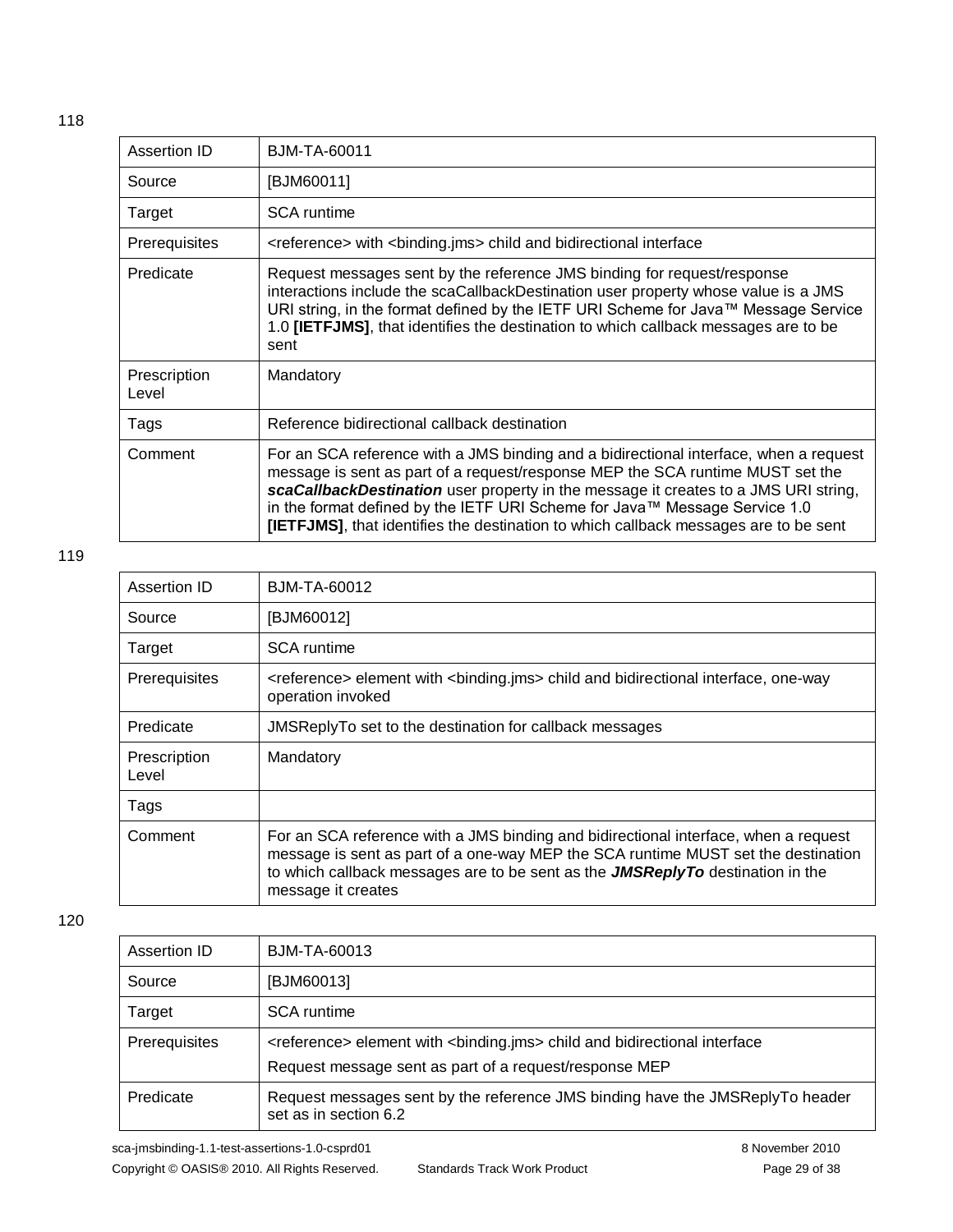118

| Assertion ID | BJM-TA-60011 |
|---|---|
| Source | [BJM60011] |
| Target | SCA runtime |
| Prerequisites | <reference> with <binding.jms> child and bidirectional interface |
| Predicate | Request messages sent by the reference JMS binding for request/response interactions include the scaCallbackDestination user property whose value is a JMS URI string, in the format defined by the IETF URI Scheme for Java™ Message Service 1.0 **[IETFJMS]**, that identifies the destination to which callback messages are to be sent |
| Prescription Level | Mandatory |
| Tags | Reference bidirectional callback destination |
| Comment | For an SCA reference with a JMS binding and a bidirectional interface, when a request message is sent as part of a request/response MEP the SCA runtime MUST set the ***scaCallbackDestination*** user property in the message it creates to a JMS URI string, in the format defined by the IETF URI Scheme for Java™ Message Service 1.0 **[IETFJMS]**, that identifies the destination to which callback messages are to be sent |

119

| Assertion ID | BJM-TA-60012 |
|---|---|
| Source | [BJM60012] |
| Target | SCA runtime |
| Prerequisites | <reference> element with <binding.jms> child and bidirectional interface, one-way operation invoked |
| Predicate | JMSReplyTo set to the destination for callback messages |
| Prescription Level | Mandatory |
| Tags | |
| Comment | For an SCA reference with a JMS binding and bidirectional interface, when a request message is sent as part of a one-way MEP the SCA runtime MUST set the destination to which callback messages are to be sent as the ***JMSReplyTo*** destination in the message it creates |

120

| Assertion ID | BJM-TA-60013 |
|---|---|
| Source | [BJM60013] |
| Target | SCA runtime |
| Prerequisites | <reference> element with <binding.jms> child and bidirectional interface<br>Request message sent as part of a request/response MEP |
| Predicate | Request messages sent by the reference JMS binding have the JMSReplyTo header set as in section 6.2 |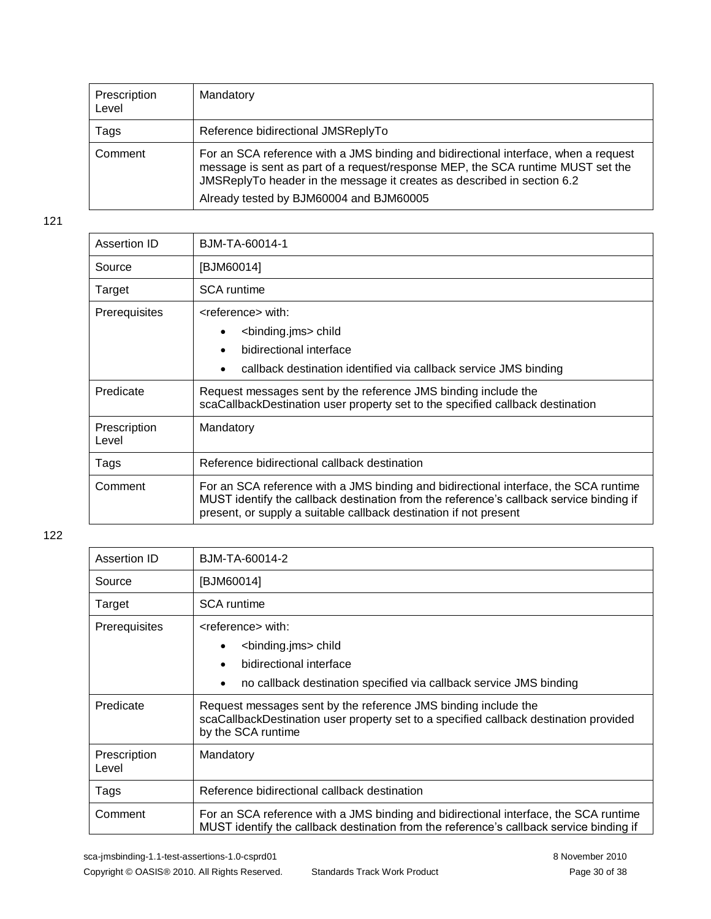| | |
|---|---|
| Prescription Level | Mandatory |
| Tags | Reference bidirectional JMSReplyTo |
| Comment | For an SCA reference with a JMS binding and bidirectional interface, when a request message is sent as part of a request/response MEP, the SCA runtime MUST set the JMSReplyTo header in the message it creates as described in section 6.2<br>Already tested by BJM60004 and BJM60005 |

121

| | |
|---|---|
| Assertion ID | BJM-TA-60014-1 |
| Source | [BJM60014] |
| Target | SCA runtime |
| Prerequisites | <reference> with:<br>• <binding.jms> child<br>• bidirectional interface<br>• callback destination identified via callback service JMS binding |
| Predicate | Request messages sent by the reference JMS binding include the scaCallbackDestination user property set to the specified callback destination |
| Prescription Level | Mandatory |
| Tags | Reference bidirectional callback destination |
| Comment | For an SCA reference with a JMS binding and bidirectional interface, the SCA runtime MUST identify the callback destination from the reference's callback service binding if present, or supply a suitable callback destination if not present |

122

| | |
|---|---|
| Assertion ID | BJM-TA-60014-2 |
| Source | [BJM60014] |
| Target | SCA runtime |
| Prerequisites | <reference> with:<br>• <binding.jms> child<br>• bidirectional interface<br>• no callback destination specified via callback service JMS binding |
| Predicate | Request messages sent by the reference JMS binding include the scaCallbackDestination user property set to a specified callback destination provided by the SCA runtime |
| Prescription Level | Mandatory |
| Tags | Reference bidirectional callback destination |
| Comment | For an SCA reference with a JMS binding and bidirectional interface, the SCA runtime MUST identify the callback destination from the reference's callback service binding if |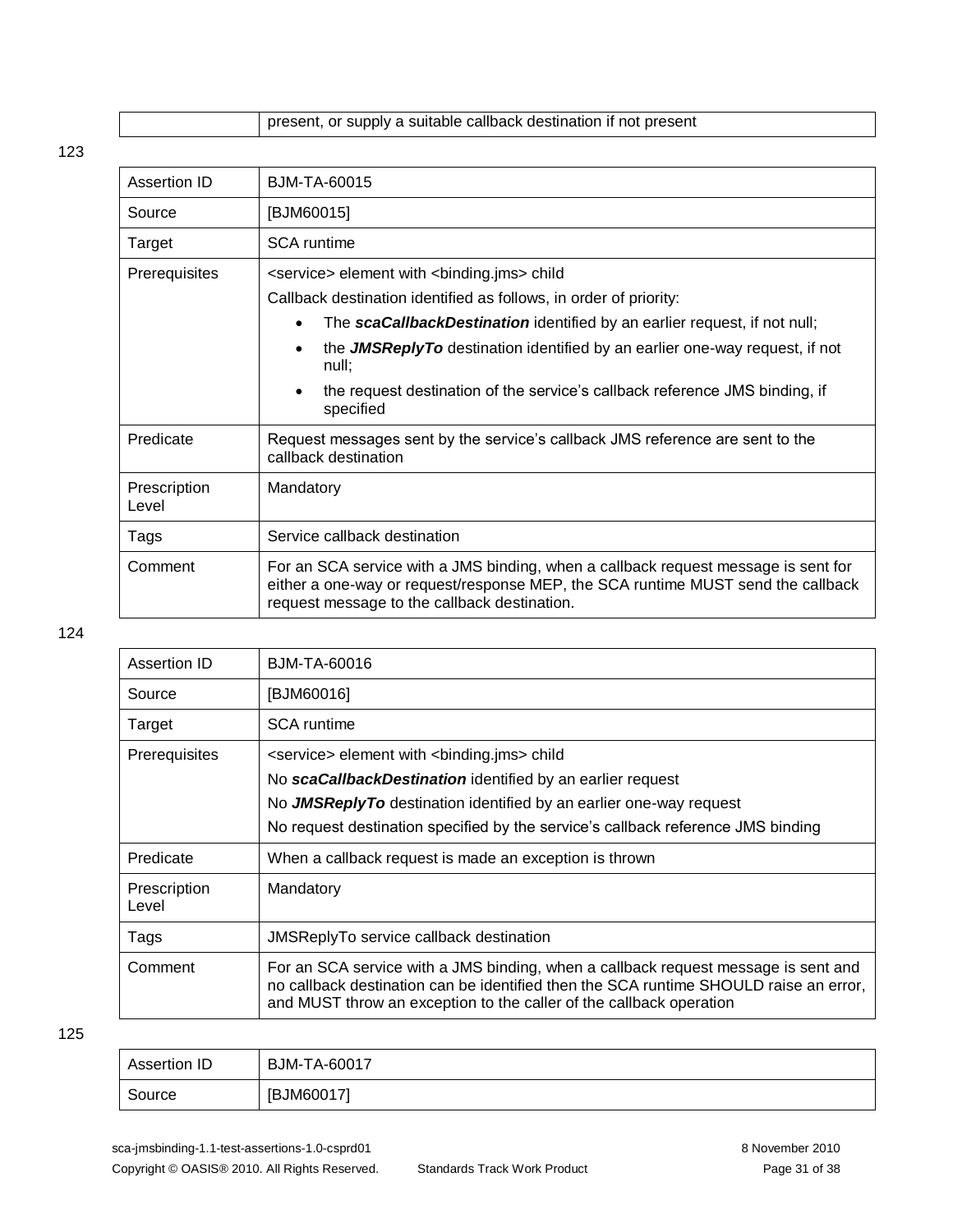| | present, or supply a suitable callback destination if not present |
|---|---|

123

| Assertion ID | BJM-TA-60015 |
|---|---|
| Source | [BJM60015] |
| Target | SCA runtime |
| Prerequisites | <service> element with <binding.jms> child<br>Callback destination identified as follows, in order of priority:<br>• The ***scaCallbackDestination*** identified by an earlier request, if not null;<br>• the ***JMSReplyTo*** destination identified by an earlier one-way request, if not null;<br>• the request destination of the service's callback reference JMS binding, if specified |
| Predicate | Request messages sent by the service's callback JMS reference are sent to the callback destination |
| Prescription Level | Mandatory |
| Tags | Service callback destination |
| Comment | For an SCA service with a JMS binding, when a callback request message is sent for either a one-way or request/response MEP, the SCA runtime MUST send the callback request message to the callback destination. |

124

| Assertion ID | BJM-TA-60016 |
|---|---|
| Source | [BJM60016] |
| Target | SCA runtime |
| Prerequisites | <service> element with <binding.jms> child<br>No ***scaCallbackDestination*** identified by an earlier request<br>No ***JMSReplyTo*** destination identified by an earlier one-way request<br>No request destination specified by the service's callback reference JMS binding |
| Predicate | When a callback request is made an exception is thrown |
| Prescription Level | Mandatory |
| Tags | JMSReplyTo service callback destination |
| Comment | For an SCA service with a JMS binding, when a callback request message is sent and no callback destination can be identified then the SCA runtime SHOULD raise an error, and MUST throw an exception to the caller of the callback operation |

125

| Assertion ID | BJM-TA-60017 |
|---|---|
| Source | [BJM60017] |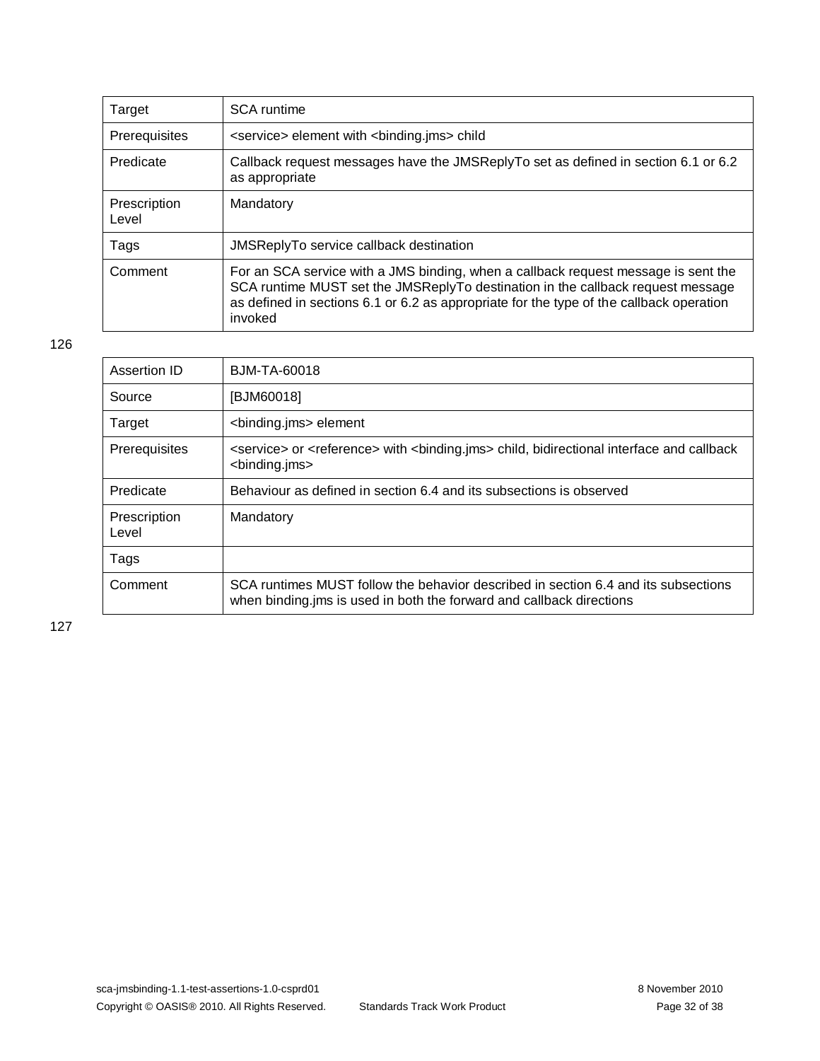| Target | SCA runtime |
| --- | --- |
| Prerequisites | <service> element with <binding.jms> child |
| Predicate | Callback request messages have the JMSReplyTo set as defined in section 6.1 or 6.2 as appropriate |
| Prescription Level | Mandatory |
| Tags | JMSReplyTo service callback destination |
| Comment | For an SCA service with a JMS binding, when a callback request message is sent the SCA runtime MUST set the JMSReplyTo destination in the callback request message as defined in sections 6.1 or 6.2 as appropriate for the type of the callback operation invoked |

126

| Assertion ID | BJM-TA-60018 |
| --- | --- |
| Source | [BJM60018] |
| Target | <binding.jms> element |
| Prerequisites | <service> or <reference> with <binding.jms> child, bidirectional interface and callback <binding.jms> |
| Predicate | Behaviour as defined in section 6.4 and its subsections is observed |
| Prescription Level | Mandatory |
| Tags | |
| Comment | SCA runtimes MUST follow the behavior described in section 6.4 and its subsections when binding.jms is used in both the forward and callback directions |

127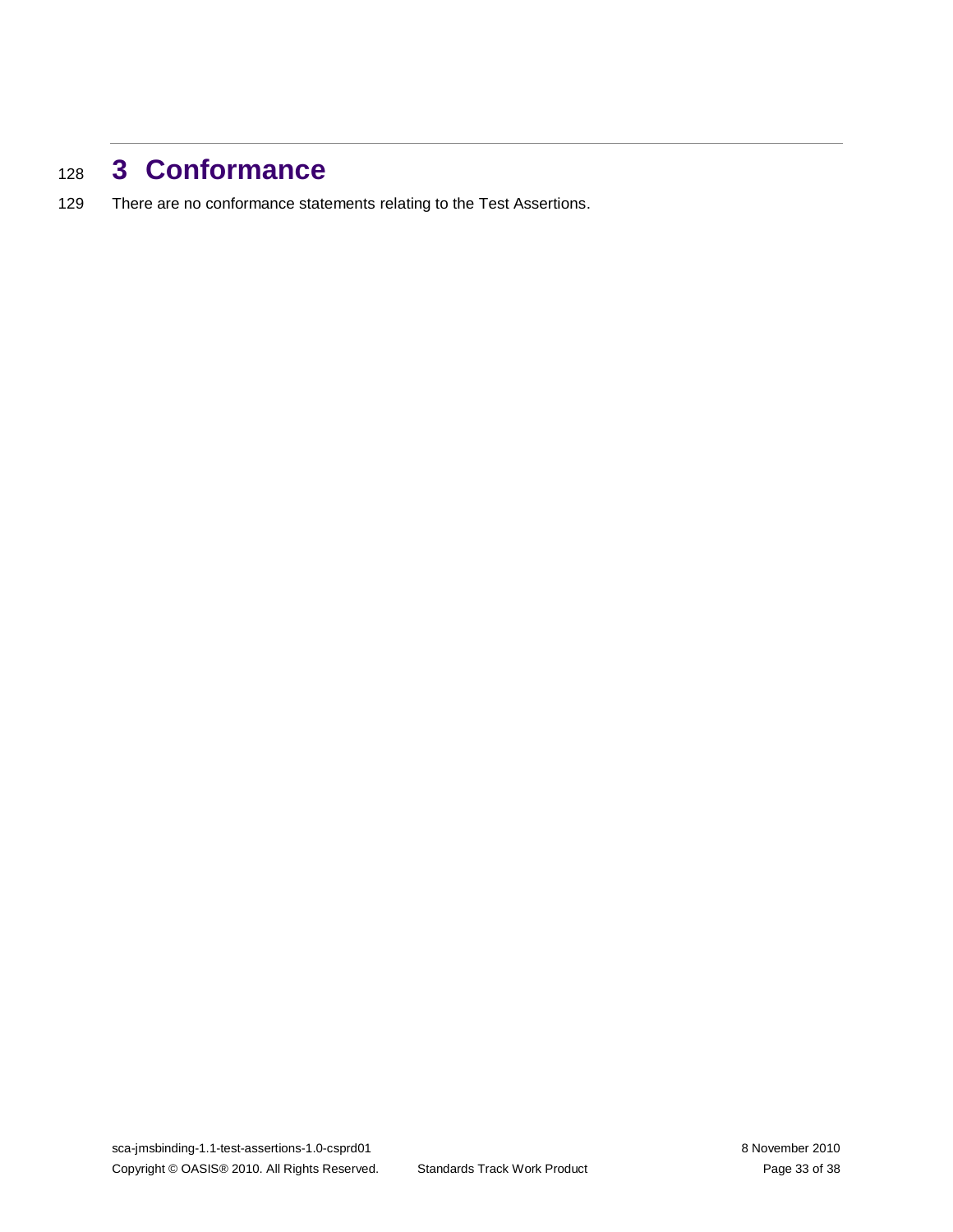# 3 Conformance

There are no conformance statements relating to the Test Assertions.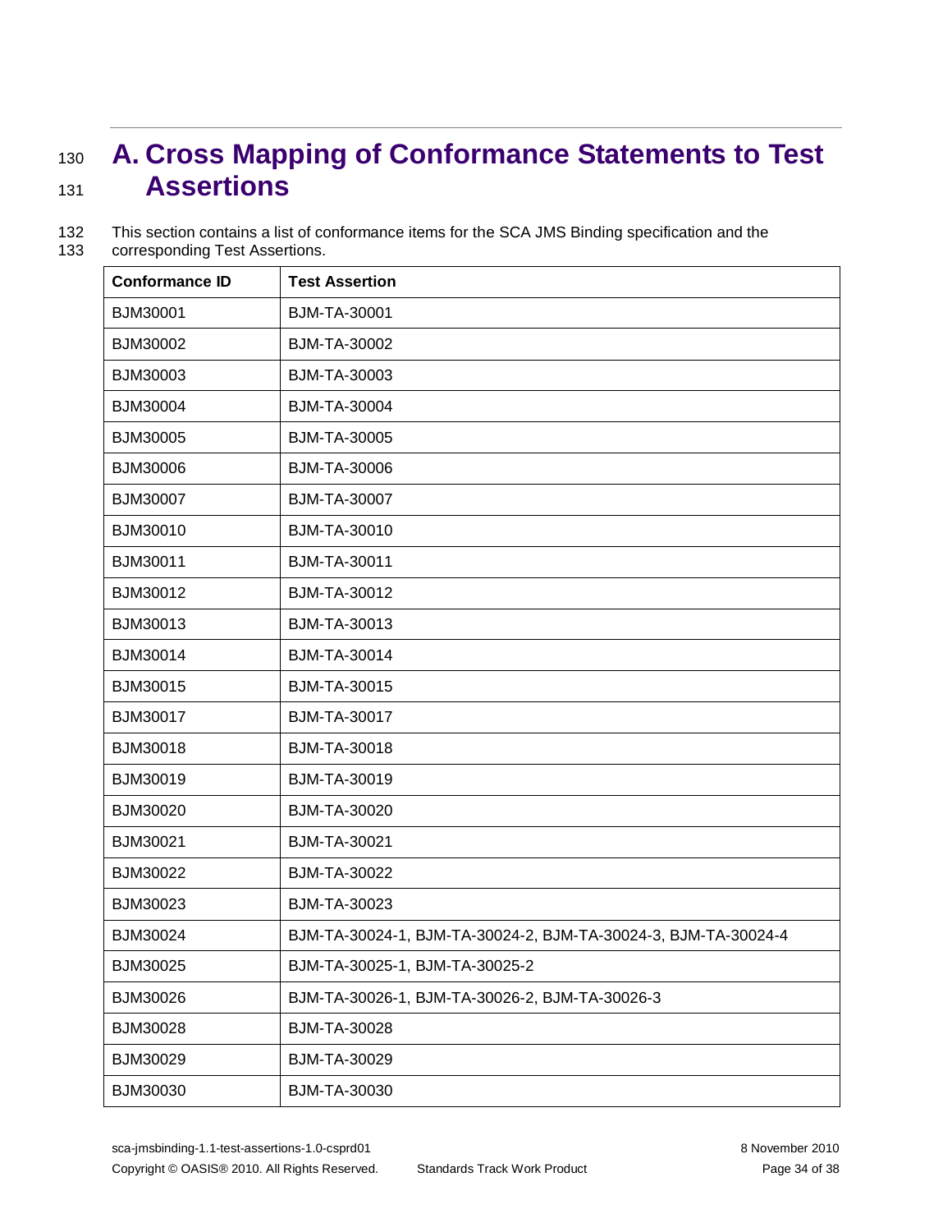# A. Cross Mapping of Conformance Statements to Test Assertions

This section contains a list of conformance items for the SCA JMS Binding specification and the corresponding Test Assertions.

| Conformance ID | Test Assertion |
|---|---|
| BJM30001 | BJM-TA-30001 |
| BJM30002 | BJM-TA-30002 |
| BJM30003 | BJM-TA-30003 |
| BJM30004 | BJM-TA-30004 |
| BJM30005 | BJM-TA-30005 |
| BJM30006 | BJM-TA-30006 |
| BJM30007 | BJM-TA-30007 |
| BJM30010 | BJM-TA-30010 |
| BJM30011 | BJM-TA-30011 |
| BJM30012 | BJM-TA-30012 |
| BJM30013 | BJM-TA-30013 |
| BJM30014 | BJM-TA-30014 |
| BJM30015 | BJM-TA-30015 |
| BJM30017 | BJM-TA-30017 |
| BJM30018 | BJM-TA-30018 |
| BJM30019 | BJM-TA-30019 |
| BJM30020 | BJM-TA-30020 |
| BJM30021 | BJM-TA-30021 |
| BJM30022 | BJM-TA-30022 |
| BJM30023 | BJM-TA-30023 |
| BJM30024 | BJM-TA-30024-1, BJM-TA-30024-2, BJM-TA-30024-3, BJM-TA-30024-4 |
| BJM30025 | BJM-TA-30025-1, BJM-TA-30025-2 |
| BJM30026 | BJM-TA-30026-1, BJM-TA-30026-2, BJM-TA-30026-3 |
| BJM30028 | BJM-TA-30028 |
| BJM30029 | BJM-TA-30029 |
| BJM30030 | BJM-TA-30030 |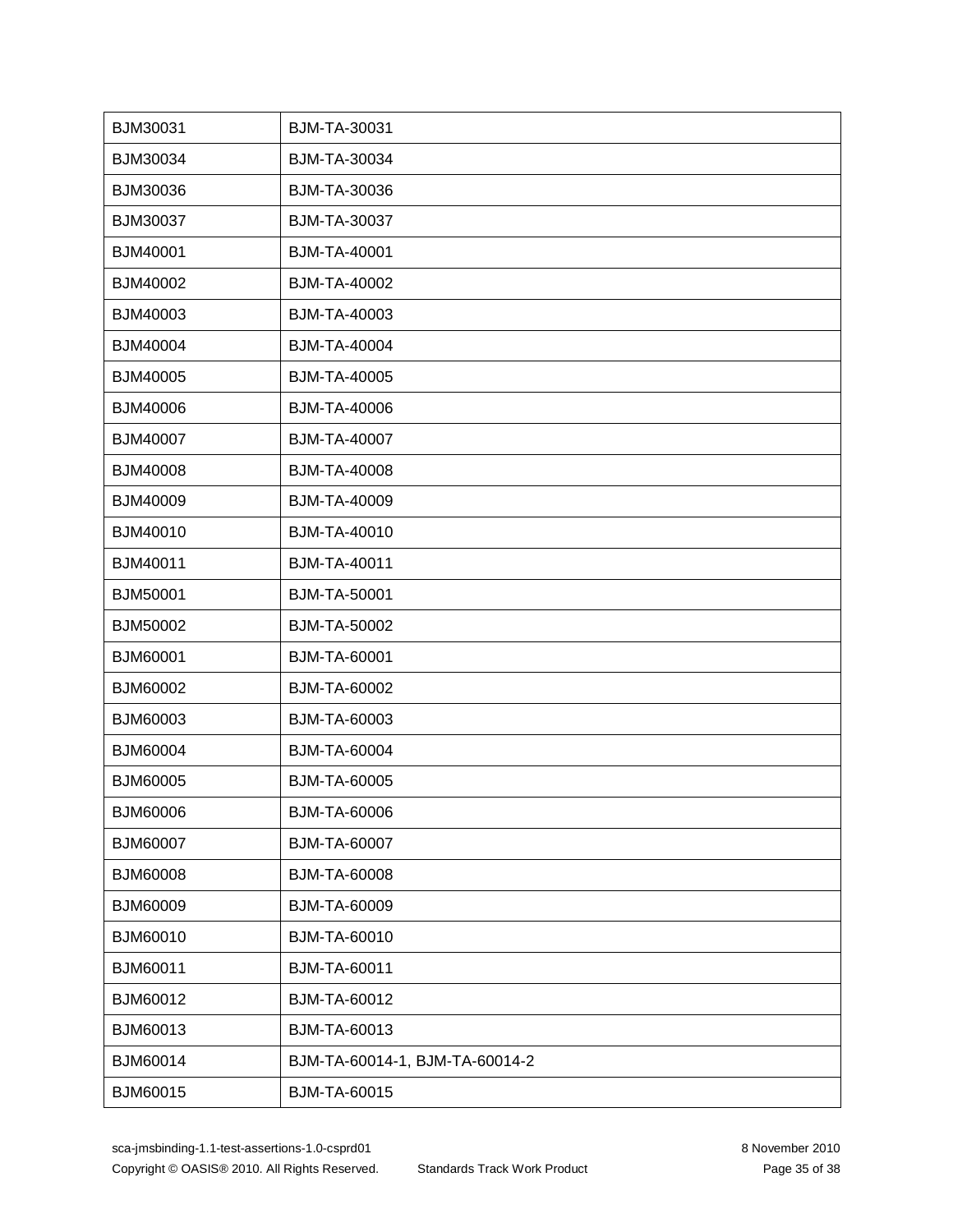| BJM30031 | BJM-TA-30031 |
|---|---|
| BJM30034 | BJM-TA-30034 |
| BJM30036 | BJM-TA-30036 |
| BJM30037 | BJM-TA-30037 |
| BJM40001 | BJM-TA-40001 |
| BJM40002 | BJM-TA-40002 |
| BJM40003 | BJM-TA-40003 |
| BJM40004 | BJM-TA-40004 |
| BJM40005 | BJM-TA-40005 |
| BJM40006 | BJM-TA-40006 |
| BJM40007 | BJM-TA-40007 |
| BJM40008 | BJM-TA-40008 |
| BJM40009 | BJM-TA-40009 |
| BJM40010 | BJM-TA-40010 |
| BJM40011 | BJM-TA-40011 |
| BJM50001 | BJM-TA-50001 |
| BJM50002 | BJM-TA-50002 |
| BJM60001 | BJM-TA-60001 |
| BJM60002 | BJM-TA-60002 |
| BJM60003 | BJM-TA-60003 |
| BJM60004 | BJM-TA-60004 |
| BJM60005 | BJM-TA-60005 |
| BJM60006 | BJM-TA-60006 |
| BJM60007 | BJM-TA-60007 |
| BJM60008 | BJM-TA-60008 |
| BJM60009 | BJM-TA-60009 |
| BJM60010 | BJM-TA-60010 |
| BJM60011 | BJM-TA-60011 |
| BJM60012 | BJM-TA-60012 |
| BJM60013 | BJM-TA-60013 |
| BJM60014 | BJM-TA-60014-1, BJM-TA-60014-2 |
| BJM60015 | BJM-TA-60015 |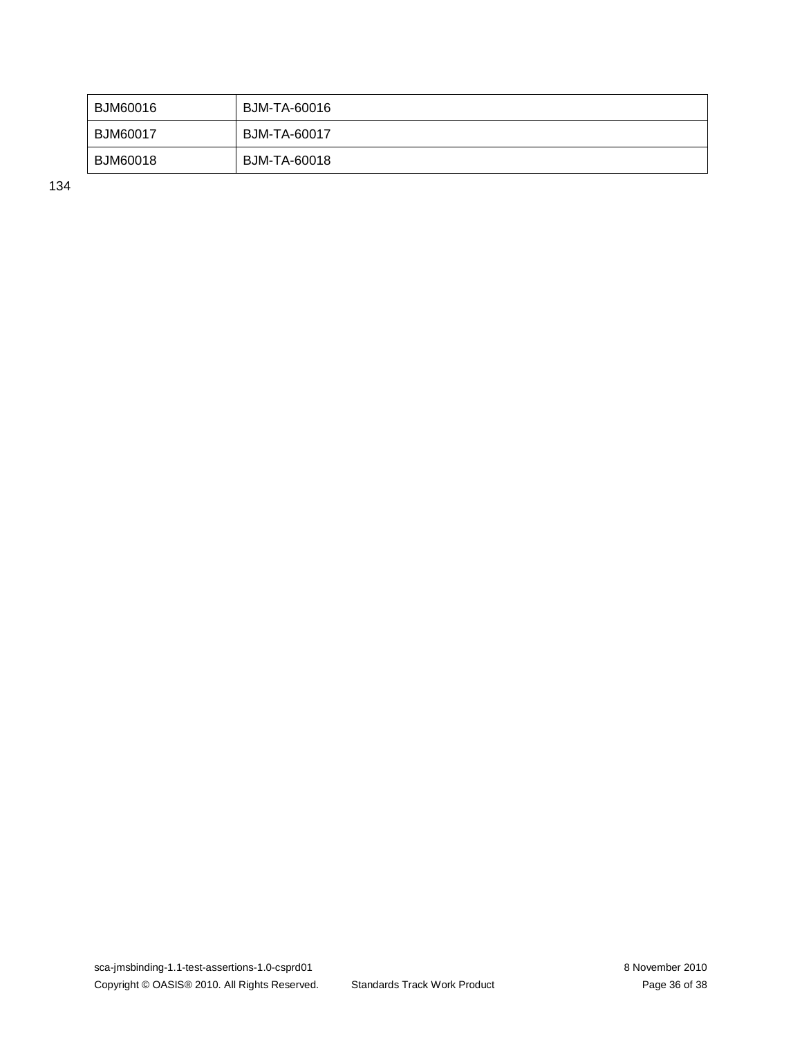| BJM60016 | BJM-TA-60016 |
|---|---|
| BJM60017 | BJM-TA-60017 |
| BJM60018 | BJM-TA-60018 |

134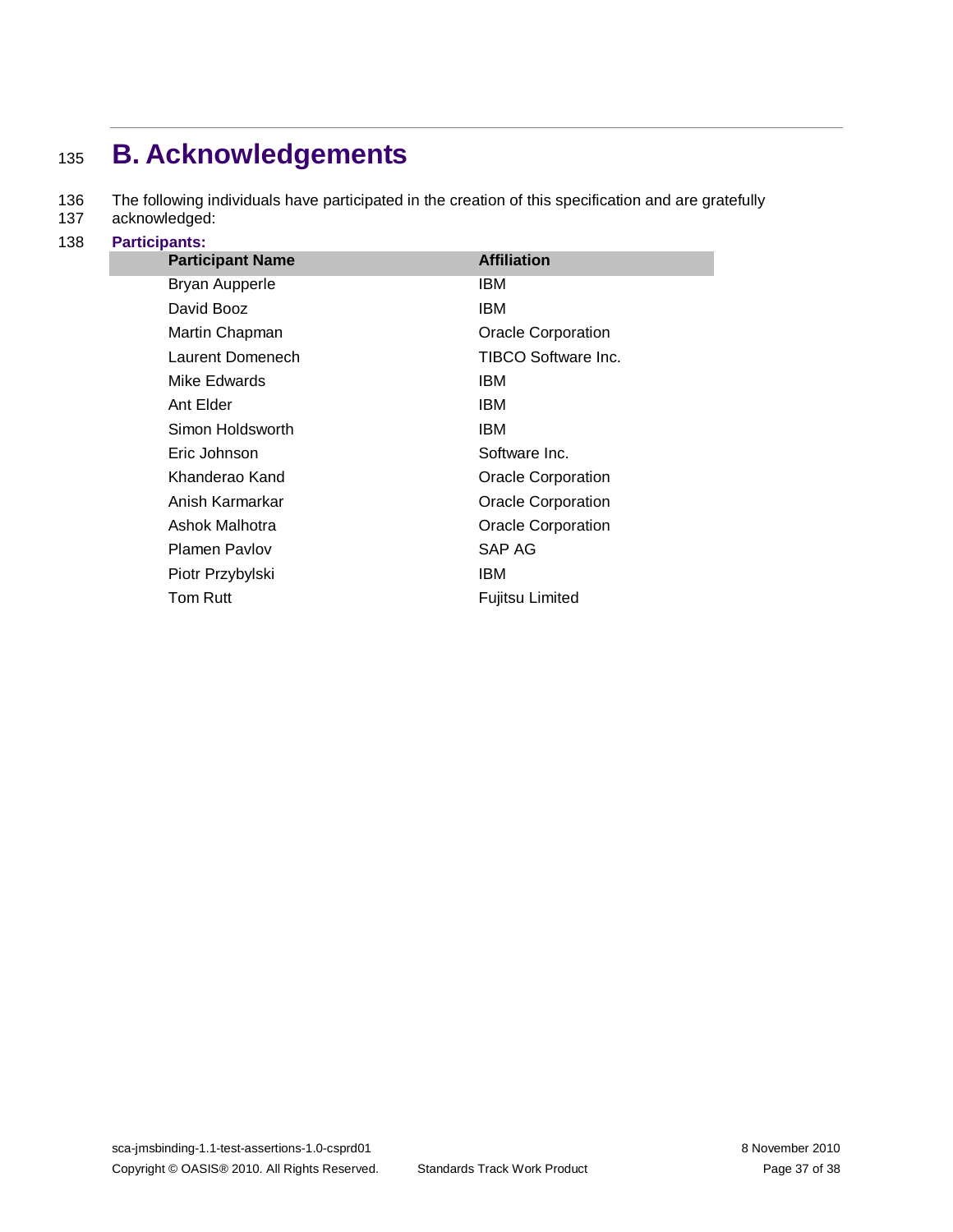# B. Acknowledgements

The following individuals have participated in the creation of this specification and are gratefully acknowledged:

**Participants:**

| Participant Name | Affiliation |
|---|---|
| Bryan Aupperle | IBM |
| David Booz | IBM |
| Martin Chapman | Oracle Corporation |
| Laurent Domenech | TIBCO Software Inc. |
| Mike Edwards | IBM |
| Ant Elder | IBM |
| Simon Holdsworth | IBM |
| Eric Johnson | Software Inc. |
| Khanderao Kand | Oracle Corporation |
| Anish Karmarkar | Oracle Corporation |
| Ashok Malhotra | Oracle Corporation |
| Plamen Pavlov | SAP AG |
| Piotr Przybylski | IBM |
| Tom Rutt | Fujitsu Limited |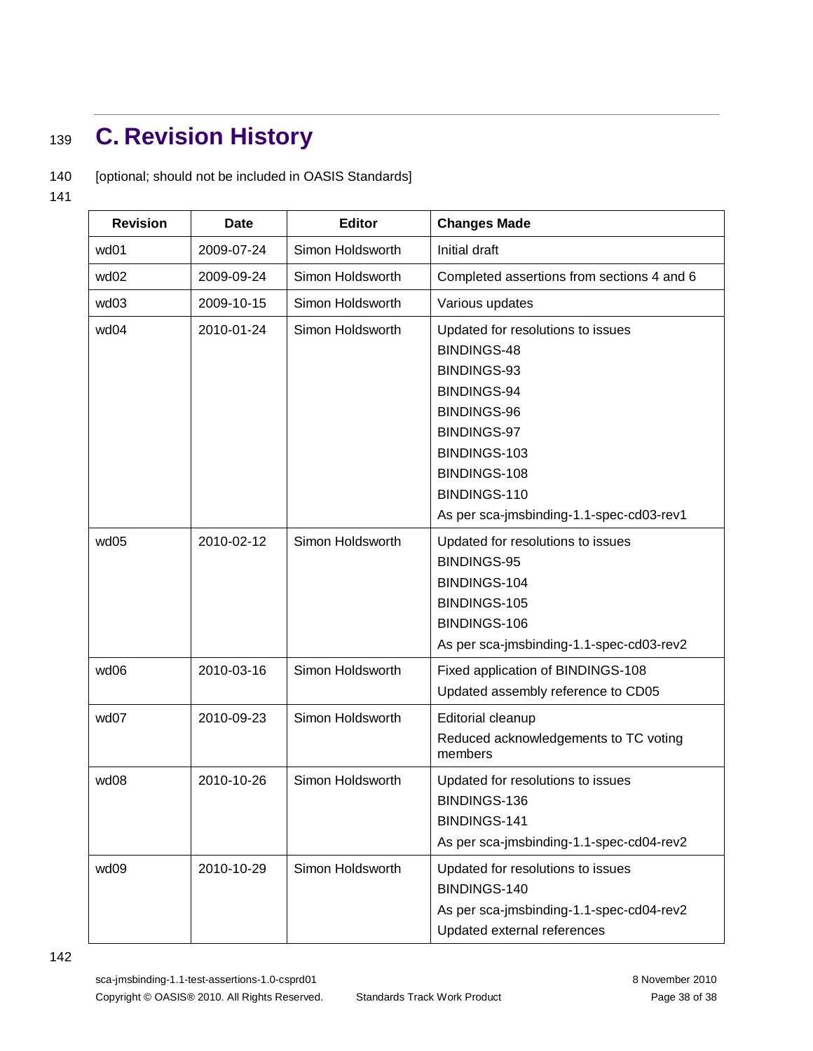# C. Revision History

[optional; should not be included in OASIS Standards]

| Revision | Date | Editor | Changes Made |
|---|---|---|---|
| wd01 | 2009-07-24 | Simon Holdsworth | Initial draft |
| wd02 | 2009-09-24 | Simon Holdsworth | Completed assertions from sections 4 and 6 |
| wd03 | 2009-10-15 | Simon Holdsworth | Various updates |
| wd04 | 2010-01-24 | Simon Holdsworth | Updated for resolutions to issues<br>BINDINGS-48<br>BINDINGS-93<br>BINDINGS-94<br>BINDINGS-96<br>BINDINGS-97<br>BINDINGS-103<br>BINDINGS-108<br>BINDINGS-110<br>As per sca-jmsbinding-1.1-spec-cd03-rev1 |
| wd05 | 2010-02-12 | Simon Holdsworth | Updated for resolutions to issues<br>BINDINGS-95<br>BINDINGS-104<br>BINDINGS-105<br>BINDINGS-106<br>As per sca-jmsbinding-1.1-spec-cd03-rev2 |
| wd06 | 2010-03-16 | Simon Holdsworth | Fixed application of BINDINGS-108<br>Updated assembly reference to CD05 |
| wd07 | 2010-09-23 | Simon Holdsworth | Editorial cleanup<br>Reduced acknowledgements to TC voting members |
| wd08 | 2010-10-26 | Simon Holdsworth | Updated for resolutions to issues<br>BINDINGS-136<br>BINDINGS-141<br>As per sca-jmsbinding-1.1-spec-cd04-rev2 |
| wd09 | 2010-10-29 | Simon Holdsworth | Updated for resolutions to issues<br>BINDINGS-140<br>As per sca-jmsbinding-1.1-spec-cd04-rev2<br>Updated external references |